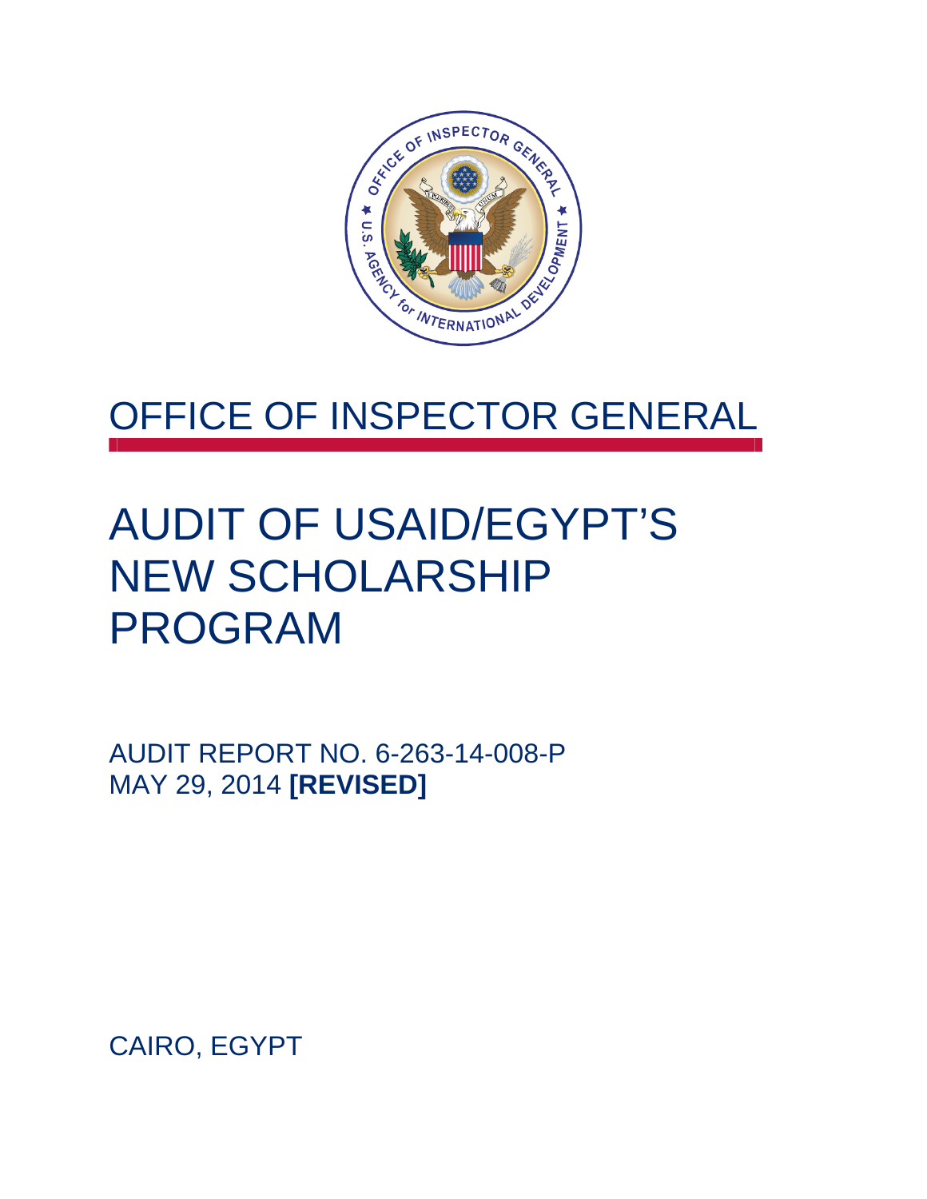# OFFICE OF INSPECTOR GENERAL

# AUDIT OF USAID/EGYPT'S NEW SCHOLARSHIP PROGRAM

AUDIT REPORT NO. 6-263-14-008-P
MAY 29, 2014 **[REVISED]**

CAIRO, EGYPT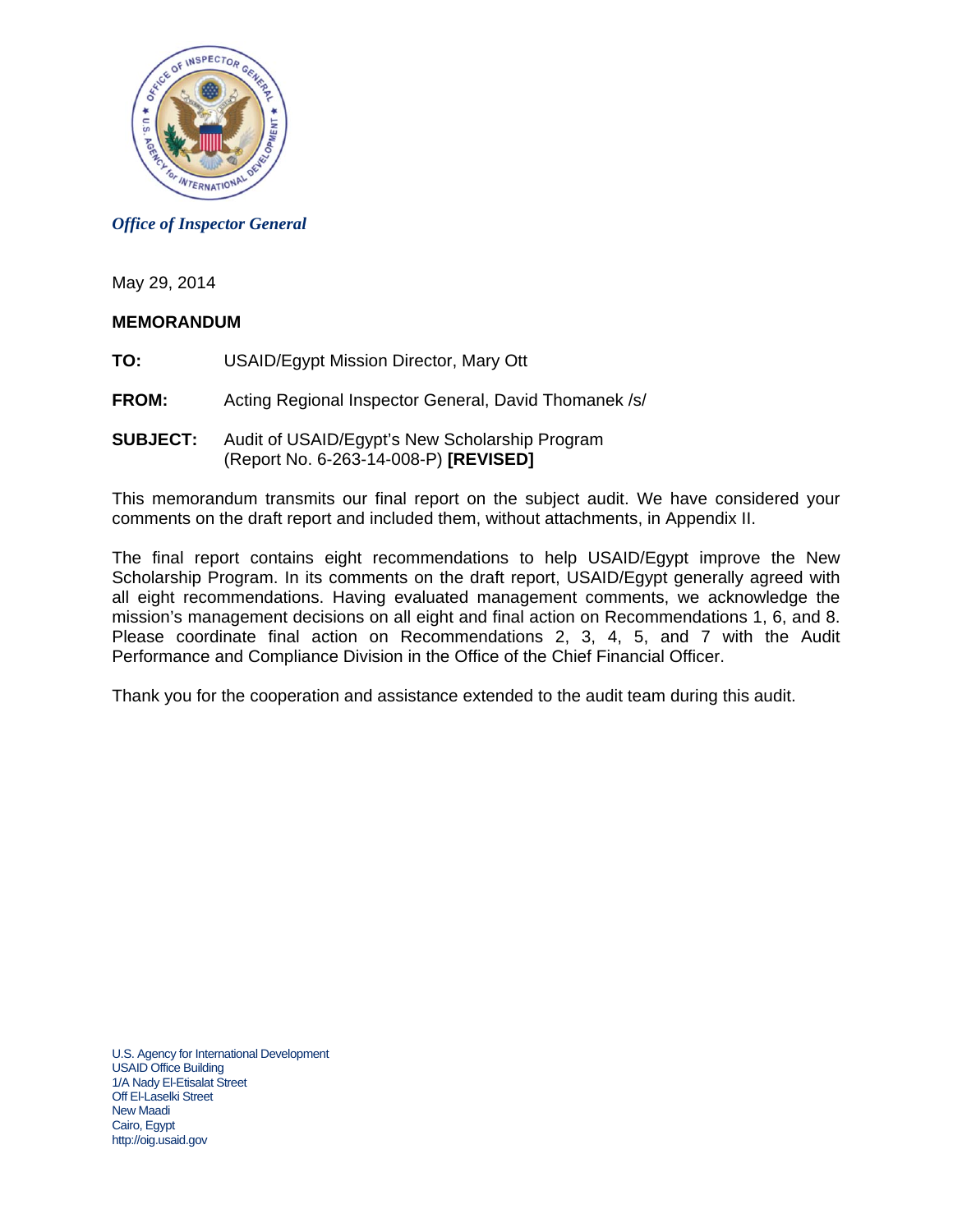*Office of Inspector General*

May 29, 2014

**MEMORANDUM**

**TO:** USAID/Egypt Mission Director, Mary Ott

**FROM:** Acting Regional Inspector General, David Thomanek /s/

**SUBJECT:** Audit of USAID/Egypt's New Scholarship Program (Report No. 6-263-14-008-P) **[REVISED]**

This memorandum transmits our final report on the subject audit. We have considered your comments on the draft report and included them, without attachments, in Appendix II.

The final report contains eight recommendations to help USAID/Egypt improve the New Scholarship Program. In its comments on the draft report, USAID/Egypt generally agreed with all eight recommendations. Having evaluated management comments, we acknowledge the mission's management decisions on all eight and final action on Recommendations 1, 6, and 8. Please coordinate final action on Recommendations 2, 3, 4, 5, and 7 with the Audit Performance and Compliance Division in the Office of the Chief Financial Officer.

Thank you for the cooperation and assistance extended to the audit team during this audit.

U.S. Agency for International Development
USAID Office Building
1/A Nady El-Etisalat Street
Off El-Laselki Street
New Maadi
Cairo, Egypt
http://oig.usaid.gov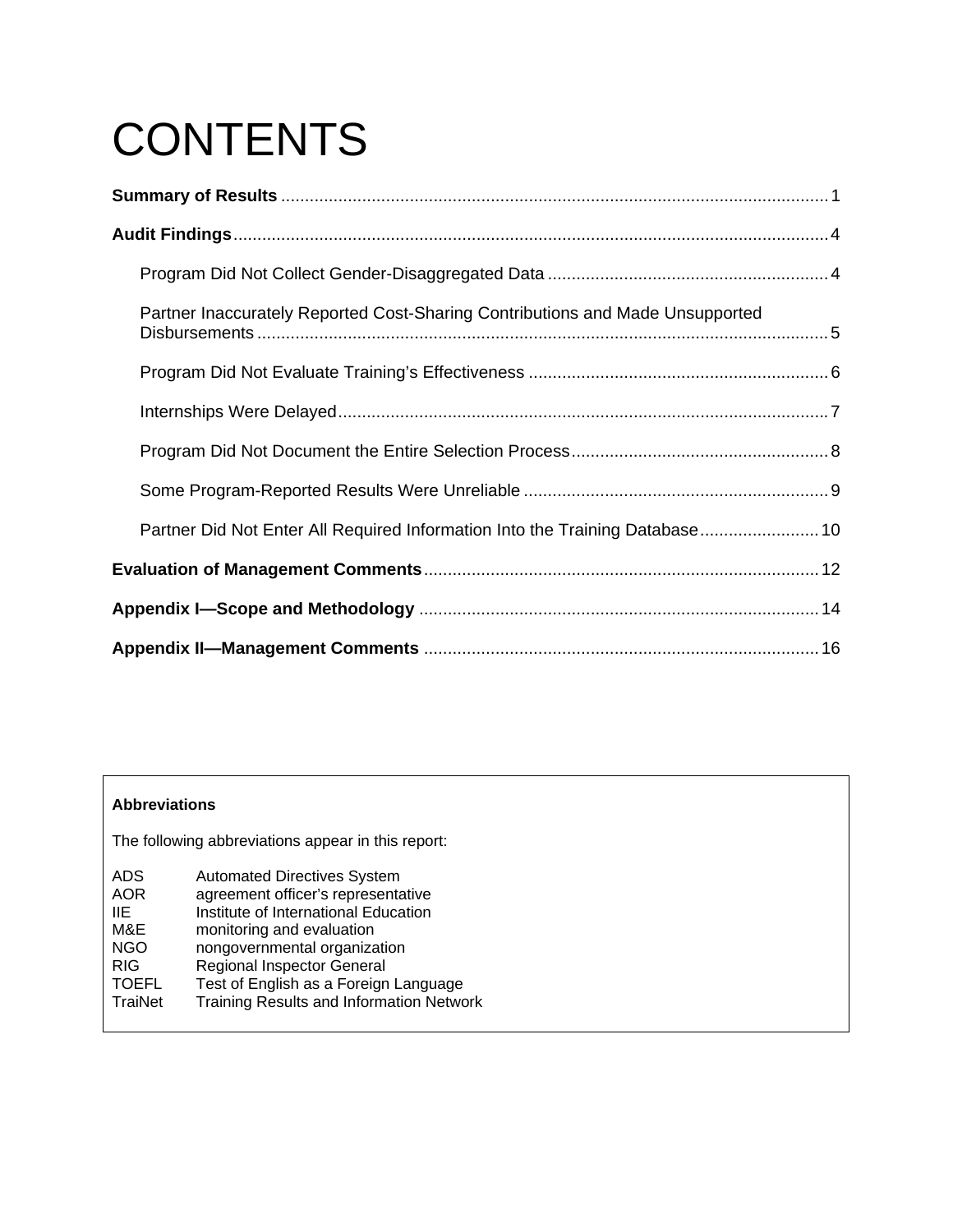# CONTENTS

**Summary of Results** .................................................................................................................. 1

**Audit Findings**............................................................................................................................ 4

Program Did Not Collect Gender-Disaggregated Data .......................................................... 4

Partner Inaccurately Reported Cost-Sharing Contributions and Made Unsupported Disbursements ........................................................................................................................ 5

Program Did Not Evaluate Training's Effectiveness .............................................................. 6

Internships Were Delayed...................................................................................................... 7

Program Did Not Document the Entire Selection Process...................................................... 8

Some Program-Reported Results Were Unreliable ................................................................ 9

Partner Did Not Enter All Required Information Into the Training Database......................... 10

**Evaluation of Management Comments**................................................................................... 12

**Appendix I—Scope and Methodology** ................................................................................... 14

**Appendix II—Management Comments** .................................................................................. 16

**Abbreviations**

The following abbreviations appear in this report:

| | |
|---|---|
| ADS | Automated Directives System |
| AOR | agreement officer's representative |
| IIE | Institute of International Education |
| M&E | monitoring and evaluation |
| NGO | nongovernmental organization |
| RIG | Regional Inspector General |
| TOEFL | Test of English as a Foreign Language |
| TraiNet | Training Results and Information Network |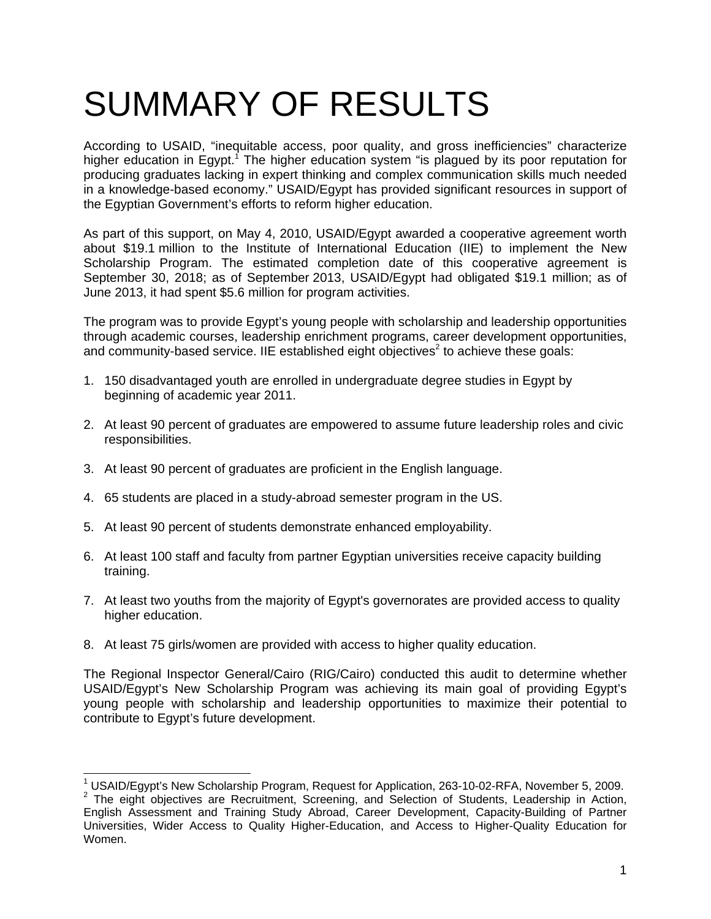# SUMMARY OF RESULTS

According to USAID, "inequitable access, poor quality, and gross inefficiencies" characterize higher education in Egypt.[1] The higher education system "is plagued by its poor reputation for producing graduates lacking in expert thinking and complex communication skills much needed in a knowledge-based economy." USAID/Egypt has provided significant resources in support of the Egyptian Government's efforts to reform higher education.

As part of this support, on May 4, 2010, USAID/Egypt awarded a cooperative agreement worth about $19.1 million to the Institute of International Education (IIE) to implement the New Scholarship Program. The estimated completion date of this cooperative agreement is September 30, 2018; as of September 2013, USAID/Egypt had obligated $19.1 million; as of June 2013, it had spent $5.6 million for program activities.

The program was to provide Egypt's young people with scholarship and leadership opportunities through academic courses, leadership enrichment programs, career development opportunities, and community-based service. IIE established eight objectives[2] to achieve these goals:

1. 150 disadvantaged youth are enrolled in undergraduate degree studies in Egypt by beginning of academic year 2011.
2. At least 90 percent of graduates are empowered to assume future leadership roles and civic responsibilities.
3. At least 90 percent of graduates are proficient in the English language.
4. 65 students are placed in a study-abroad semester program in the US.
5. At least 90 percent of students demonstrate enhanced employability.
6. At least 100 staff and faculty from partner Egyptian universities receive capacity building training.
7. At least two youths from the majority of Egypt's governorates are provided access to quality higher education.
8. At least 75 girls/women are provided with access to higher quality education.

The Regional Inspector General/Cairo (RIG/Cairo) conducted this audit to determine whether USAID/Egypt's New Scholarship Program was achieving its main goal of providing Egypt's young people with scholarship and leadership opportunities to maximize their potential to contribute to Egypt's future development.

---

[1] USAID/Egypt's New Scholarship Program, Request for Application, 263-10-02-RFA, November 5, 2009.

[2] The eight objectives are Recruitment, Screening, and Selection of Students, Leadership in Action, English Assessment and Training Study Abroad, Career Development, Capacity-Building of Partner Universities, Wider Access to Quality Higher-Education, and Access to Higher-Quality Education for Women.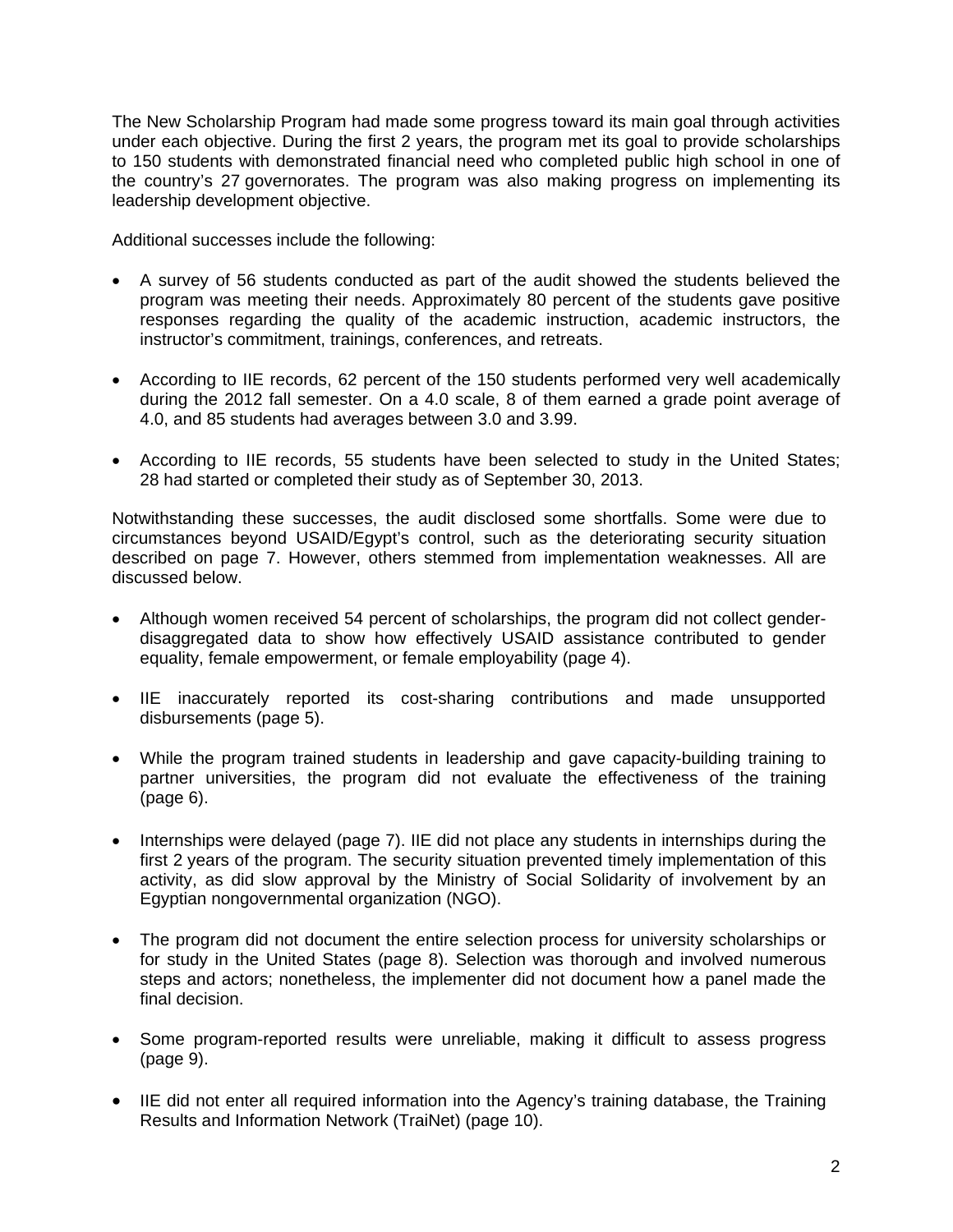The New Scholarship Program had made some progress toward its main goal through activities under each objective. During the first 2 years, the program met its goal to provide scholarships to 150 students with demonstrated financial need who completed public high school in one of the country's 27 governorates. The program was also making progress on implementing its leadership development objective.

Additional successes include the following:

- A survey of 56 students conducted as part of the audit showed the students believed the program was meeting their needs. Approximately 80 percent of the students gave positive responses regarding the quality of the academic instruction, academic instructors, the instructor's commitment, trainings, conferences, and retreats.
- According to IIE records, 62 percent of the 150 students performed very well academically during the 2012 fall semester. On a 4.0 scale, 8 of them earned a grade point average of 4.0, and 85 students had averages between 3.0 and 3.99.
- According to IIE records, 55 students have been selected to study in the United States; 28 had started or completed their study as of September 30, 2013.

Notwithstanding these successes, the audit disclosed some shortfalls. Some were due to circumstances beyond USAID/Egypt's control, such as the deteriorating security situation described on page 7. However, others stemmed from implementation weaknesses. All are discussed below.

- Although women received 54 percent of scholarships, the program did not collect gender-disaggregated data to show how effectively USAID assistance contributed to gender equality, female empowerment, or female employability (page 4).
- IIE inaccurately reported its cost-sharing contributions and made unsupported disbursements (page 5).
- While the program trained students in leadership and gave capacity-building training to partner universities, the program did not evaluate the effectiveness of the training (page 6).
- Internships were delayed (page 7). IIE did not place any students in internships during the first 2 years of the program. The security situation prevented timely implementation of this activity, as did slow approval by the Ministry of Social Solidarity of involvement by an Egyptian nongovernmental organization (NGO).
- The program did not document the entire selection process for university scholarships or for study in the United States (page 8). Selection was thorough and involved numerous steps and actors; nonetheless, the implementer did not document how a panel made the final decision.
- Some program-reported results were unreliable, making it difficult to assess progress (page 9).
- IIE did not enter all required information into the Agency's training database, the Training Results and Information Network (TraiNet) (page 10).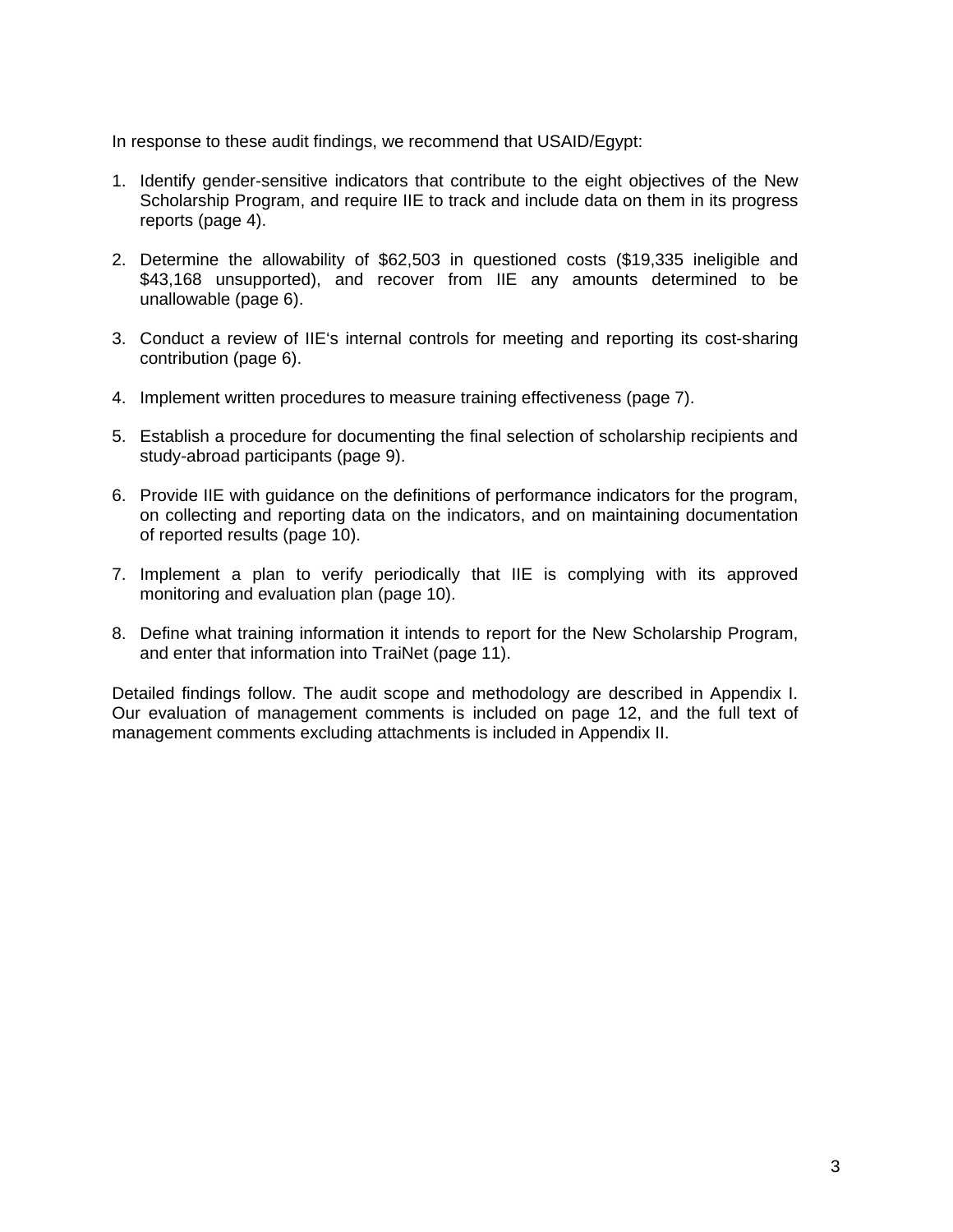In response to these audit findings, we recommend that USAID/Egypt:

1. Identify gender-sensitive indicators that contribute to the eight objectives of the New Scholarship Program, and require IIE to track and include data on them in its progress reports (page 4).

2. Determine the allowability of $62,503 in questioned costs ($19,335 ineligible and $43,168 unsupported), and recover from IIE any amounts determined to be unallowable (page 6).

3. Conduct a review of IIE's internal controls for meeting and reporting its cost-sharing contribution (page 6).

4. Implement written procedures to measure training effectiveness (page 7).

5. Establish a procedure for documenting the final selection of scholarship recipients and study-abroad participants (page 9).

6. Provide IIE with guidance on the definitions of performance indicators for the program, on collecting and reporting data on the indicators, and on maintaining documentation of reported results (page 10).

7. Implement a plan to verify periodically that IIE is complying with its approved monitoring and evaluation plan (page 10).

8. Define what training information it intends to report for the New Scholarship Program, and enter that information into TraiNet (page 11).

Detailed findings follow. The audit scope and methodology are described in Appendix I. Our evaluation of management comments is included on page 12, and the full text of management comments excluding attachments is included in Appendix II.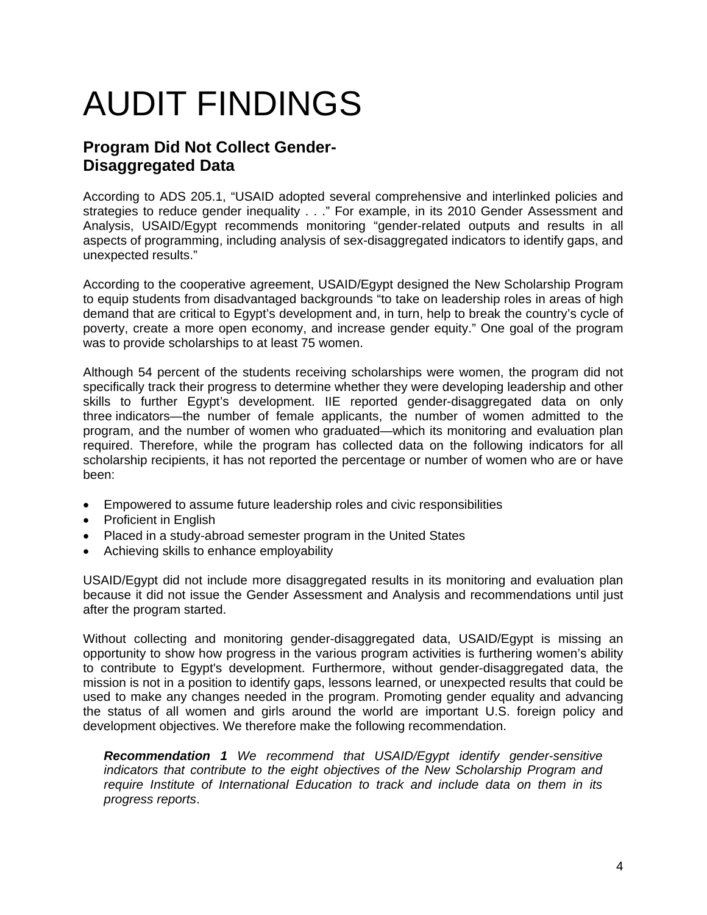# AUDIT FINDINGS

## Program Did Not Collect Gender-Disaggregated Data

According to ADS 205.1, "USAID adopted several comprehensive and interlinked policies and strategies to reduce gender inequality . . ." For example, in its 2010 Gender Assessment and Analysis, USAID/Egypt recommends monitoring "gender-related outputs and results in all aspects of programming, including analysis of sex-disaggregated indicators to identify gaps, and unexpected results."

According to the cooperative agreement, USAID/Egypt designed the New Scholarship Program to equip students from disadvantaged backgrounds "to take on leadership roles in areas of high demand that are critical to Egypt's development and, in turn, help to break the country's cycle of poverty, create a more open economy, and increase gender equity." One goal of the program was to provide scholarships to at least 75 women.

Although 54 percent of the students receiving scholarships were women, the program did not specifically track their progress to determine whether they were developing leadership and other skills to further Egypt's development. IIE reported gender-disaggregated data on only three indicators—the number of female applicants, the number of women admitted to the program, and the number of women who graduated—which its monitoring and evaluation plan required. Therefore, while the program has collected data on the following indicators for all scholarship recipients, it has not reported the percentage or number of women who are or have been:

- Empowered to assume future leadership roles and civic responsibilities
- Proficient in English
- Placed in a study-abroad semester program in the United States
- Achieving skills to enhance employability

USAID/Egypt did not include more disaggregated results in its monitoring and evaluation plan because it did not issue the Gender Assessment and Analysis and recommendations until just after the program started.

Without collecting and monitoring gender-disaggregated data, USAID/Egypt is missing an opportunity to show how progress in the various program activities is furthering women's ability to contribute to Egypt's development. Furthermore, without gender-disaggregated data, the mission is not in a position to identify gaps, lessons learned, or unexpected results that could be used to make any changes needed in the program. Promoting gender equality and advancing the status of all women and girls around the world are important U.S. foreign policy and development objectives. We therefore make the following recommendation.

> ***Recommendation 1*** *We recommend that USAID/Egypt identify gender-sensitive indicators that contribute to the eight objectives of the New Scholarship Program and require Institute of International Education to track and include data on them in its progress reports*.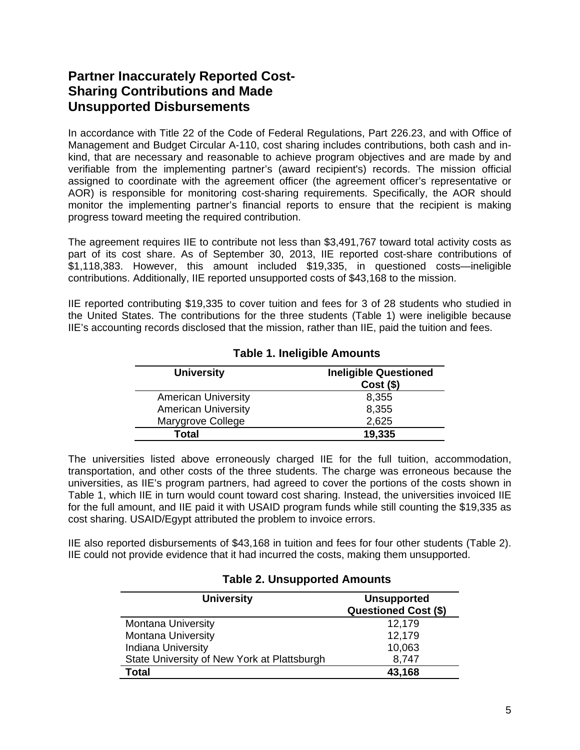## Partner Inaccurately Reported Cost-Sharing Contributions and Made Unsupported Disbursements

In accordance with Title 22 of the Code of Federal Regulations, Part 226.23, and with Office of Management and Budget Circular A-110, cost sharing includes contributions, both cash and in-kind, that are necessary and reasonable to achieve program objectives and are made by and verifiable from the implementing partner's (award recipient's) records. The mission official assigned to coordinate with the agreement officer (the agreement officer's representative or AOR) is responsible for monitoring cost-sharing requirements. Specifically, the AOR should monitor the implementing partner's financial reports to ensure that the recipient is making progress toward meeting the required contribution.

The agreement requires IIE to contribute not less than $3,491,767 toward total activity costs as part of its cost share. As of September 30, 2013, IIE reported cost-share contributions of $1,118,383. However, this amount included $19,335, in questioned costs—ineligible contributions. Additionally, IIE reported unsupported costs of $43,168 to the mission.

IIE reported contributing $19,335 to cover tuition and fees for 3 of 28 students who studied in the United States. The contributions for the three students (Table 1) were ineligible because IIE's accounting records disclosed that the mission, rather than IIE, paid the tuition and fees.

**Table 1. Ineligible Amounts**

| University | Ineligible Questioned Cost ($) |
|---|---|
| American University | 8,355 |
| American University | 8,355 |
| Marygrove College | 2,625 |
| **Total** | **19,335** |

The universities listed above erroneously charged IIE for the full tuition, accommodation, transportation, and other costs of the three students. The charge was erroneous because the universities, as IIE's program partners, had agreed to cover the portions of the costs shown in Table 1, which IIE in turn would count toward cost sharing. Instead, the universities invoiced IIE for the full amount, and IIE paid it with USAID program funds while still counting the $19,335 as cost sharing. USAID/Egypt attributed the problem to invoice errors.

IIE also reported disbursements of $43,168 in tuition and fees for four other students (Table 2). IIE could not provide evidence that it had incurred the costs, making them unsupported.

**Table 2. Unsupported Amounts**

| University | Unsupported Questioned Cost ($) |
|---|---|
| Montana University | 12,179 |
| Montana University | 12,179 |
| Indiana University | 10,063 |
| State University of New York at Plattsburgh | 8,747 |
| **Total** | **43,168** |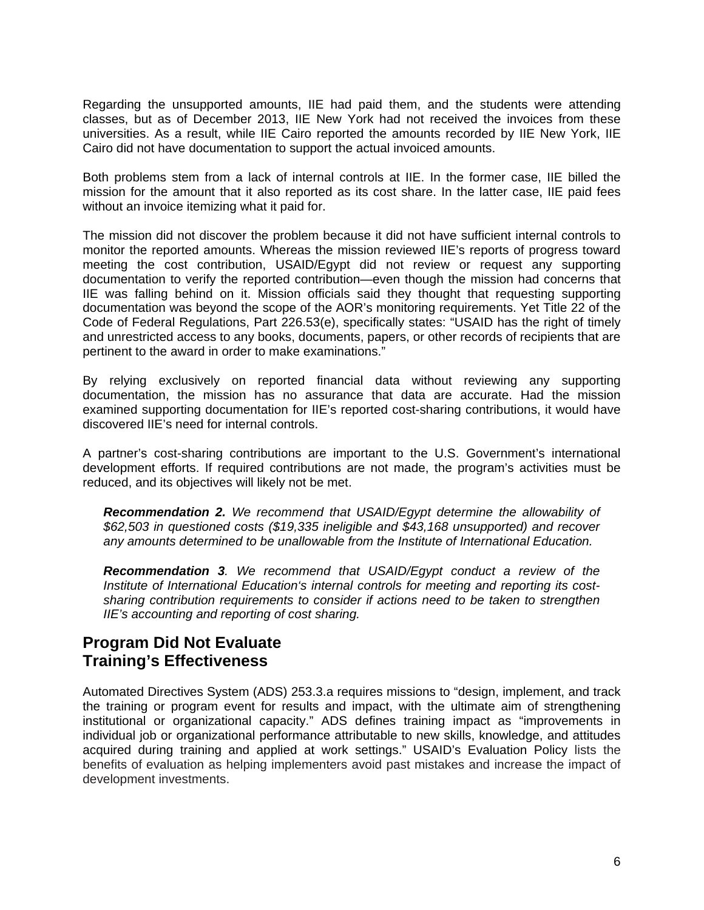Regarding the unsupported amounts, IIE had paid them, and the students were attending classes, but as of December 2013, IIE New York had not received the invoices from these universities. As a result, while IIE Cairo reported the amounts recorded by IIE New York, IIE Cairo did not have documentation to support the actual invoiced amounts.

Both problems stem from a lack of internal controls at IIE. In the former case, IIE billed the mission for the amount that it also reported as its cost share. In the latter case, IIE paid fees without an invoice itemizing what it paid for.

The mission did not discover the problem because it did not have sufficient internal controls to monitor the reported amounts. Whereas the mission reviewed IIE's reports of progress toward meeting the cost contribution, USAID/Egypt did not review or request any supporting documentation to verify the reported contribution—even though the mission had concerns that IIE was falling behind on it. Mission officials said they thought that requesting supporting documentation was beyond the scope of the AOR's monitoring requirements. Yet Title 22 of the Code of Federal Regulations, Part 226.53(e), specifically states: "USAID has the right of timely and unrestricted access to any books, documents, papers, or other records of recipients that are pertinent to the award in order to make examinations."

By relying exclusively on reported financial data without reviewing any supporting documentation, the mission has no assurance that data are accurate. Had the mission examined supporting documentation for IIE's reported cost-sharing contributions, it would have discovered IIE's need for internal controls.

A partner's cost-sharing contributions are important to the U.S. Government's international development efforts. If required contributions are not made, the program's activities must be reduced, and its objectives will likely not be met.

> ***Recommendation 2.*** *We recommend that USAID/Egypt determine the allowability of $62,503 in questioned costs ($19,335 ineligible and $43,168 unsupported) and recover any amounts determined to be unallowable from the Institute of International Education.*
>
> ***Recommendation 3****. We recommend that USAID/Egypt conduct a review of the Institute of International Education's internal controls for meeting and reporting its cost-sharing contribution requirements to consider if actions need to be taken to strengthen IIE's accounting and reporting of cost sharing.*

## Program Did Not Evaluate Training's Effectiveness

Automated Directives System (ADS) 253.3.a requires missions to "design, implement, and track the training or program event for results and impact, with the ultimate aim of strengthening institutional or organizational capacity." ADS defines training impact as "improvements in individual job or organizational performance attributable to new skills, knowledge, and attitudes acquired during training and applied at work settings." USAID's Evaluation Policy lists the benefits of evaluation as helping implementers avoid past mistakes and increase the impact of development investments.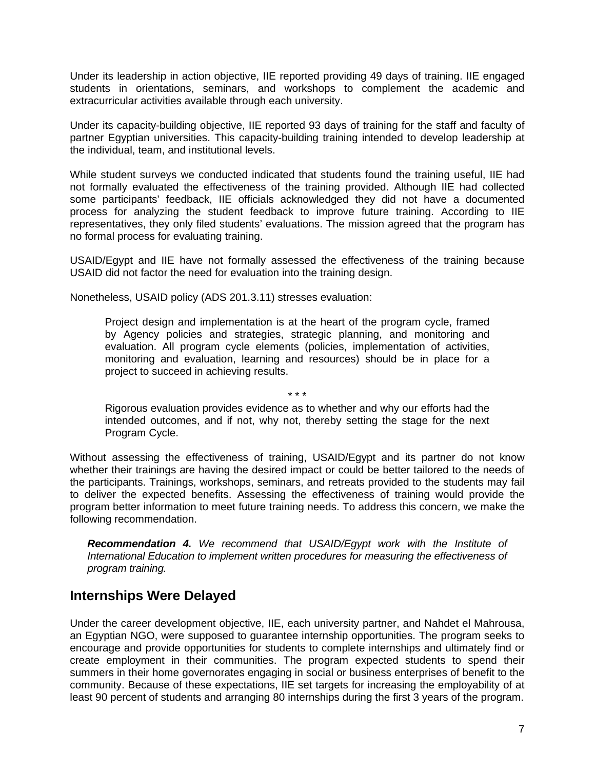Under its leadership in action objective, IIE reported providing 49 days of training. IIE engaged students in orientations, seminars, and workshops to complement the academic and extracurricular activities available through each university.

Under its capacity-building objective, IIE reported 93 days of training for the staff and faculty of partner Egyptian universities. This capacity-building training intended to develop leadership at the individual, team, and institutional levels.

While student surveys we conducted indicated that students found the training useful, IIE had not formally evaluated the effectiveness of the training provided. Although IIE had collected some participants' feedback, IIE officials acknowledged they did not have a documented process for analyzing the student feedback to improve future training. According to IIE representatives, they only filed students' evaluations. The mission agreed that the program has no formal process for evaluating training.

USAID/Egypt and IIE have not formally assessed the effectiveness of the training because USAID did not factor the need for evaluation into the training design.

Nonetheless, USAID policy (ADS 201.3.11) stresses evaluation:

> Project design and implementation is at the heart of the program cycle, framed by Agency policies and strategies, strategic planning, and monitoring and evaluation. All program cycle elements (policies, implementation of activities, monitoring and evaluation, learning and resources) should be in place for a project to succeed in achieving results.
>
> \* \* \*
>
> Rigorous evaluation provides evidence as to whether and why our efforts had the intended outcomes, and if not, why not, thereby setting the stage for the next Program Cycle.

Without assessing the effectiveness of training, USAID/Egypt and its partner do not know whether their trainings are having the desired impact or could be better tailored to the needs of the participants. Trainings, workshops, seminars, and retreats provided to the students may fail to deliver the expected benefits. Assessing the effectiveness of training would provide the program better information to meet future training needs. To address this concern, we make the following recommendation.

***Recommendation 4.*** *We recommend that USAID/Egypt work with the Institute of International Education to implement written procedures for measuring the effectiveness of program training.*

## Internships Were Delayed

Under the career development objective, IIE, each university partner, and Nahdet el Mahrousa, an Egyptian NGO, were supposed to guarantee internship opportunities. The program seeks to encourage and provide opportunities for students to complete internships and ultimately find or create employment in their communities. The program expected students to spend their summers in their home governorates engaging in social or business enterprises of benefit to the community. Because of these expectations, IIE set targets for increasing the employability of at least 90 percent of students and arranging 80 internships during the first 3 years of the program.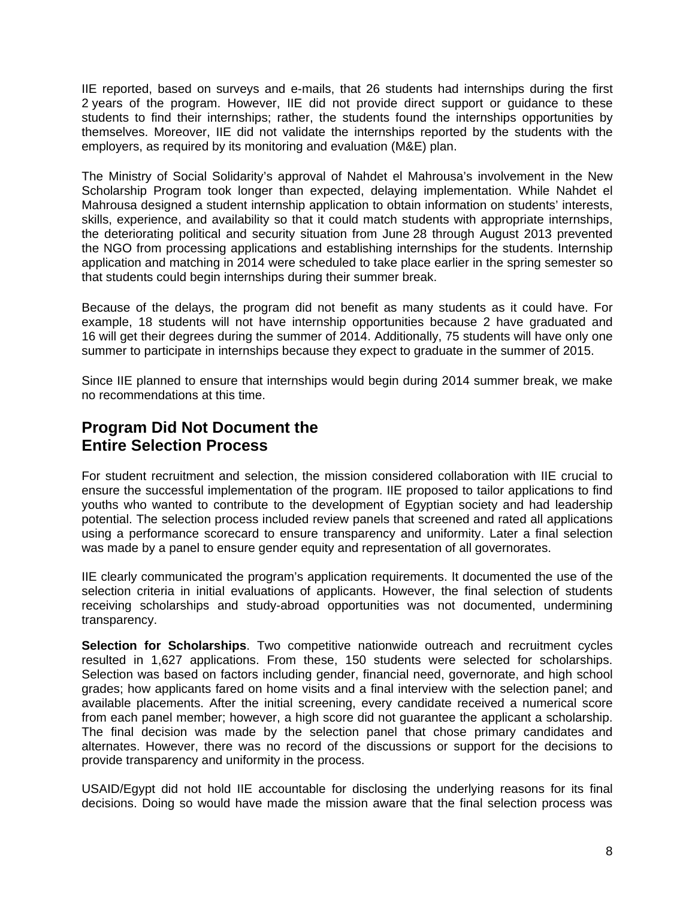IIE reported, based on surveys and e-mails, that 26 students had internships during the first 2 years of the program. However, IIE did not provide direct support or guidance to these students to find their internships; rather, the students found the internships opportunities by themselves. Moreover, IIE did not validate the internships reported by the students with the employers, as required by its monitoring and evaluation (M&E) plan.

The Ministry of Social Solidarity's approval of Nahdet el Mahrousa's involvement in the New Scholarship Program took longer than expected, delaying implementation. While Nahdet el Mahrousa designed a student internship application to obtain information on students' interests, skills, experience, and availability so that it could match students with appropriate internships, the deteriorating political and security situation from June 28 through August 2013 prevented the NGO from processing applications and establishing internships for the students. Internship application and matching in 2014 were scheduled to take place earlier in the spring semester so that students could begin internships during their summer break.

Because of the delays, the program did not benefit as many students as it could have. For example, 18 students will not have internship opportunities because 2 have graduated and 16 will get their degrees during the summer of 2014. Additionally, 75 students will have only one summer to participate in internships because they expect to graduate in the summer of 2015.

Since IIE planned to ensure that internships would begin during 2014 summer break, we make no recommendations at this time.

## Program Did Not Document the Entire Selection Process

For student recruitment and selection, the mission considered collaboration with IIE crucial to ensure the successful implementation of the program. IIE proposed to tailor applications to find youths who wanted to contribute to the development of Egyptian society and had leadership potential. The selection process included review panels that screened and rated all applications using a performance scorecard to ensure transparency and uniformity. Later a final selection was made by a panel to ensure gender equity and representation of all governorates.

IIE clearly communicated the program's application requirements. It documented the use of the selection criteria in initial evaluations of applicants. However, the final selection of students receiving scholarships and study-abroad opportunities was not documented, undermining transparency.

**Selection for Scholarships**. Two competitive nationwide outreach and recruitment cycles resulted in 1,627 applications. From these, 150 students were selected for scholarships. Selection was based on factors including gender, financial need, governorate, and high school grades; how applicants fared on home visits and a final interview with the selection panel; and available placements. After the initial screening, every candidate received a numerical score from each panel member; however, a high score did not guarantee the applicant a scholarship. The final decision was made by the selection panel that chose primary candidates and alternates. However, there was no record of the discussions or support for the decisions to provide transparency and uniformity in the process.

USAID/Egypt did not hold IIE accountable for disclosing the underlying reasons for its final decisions. Doing so would have made the mission aware that the final selection process was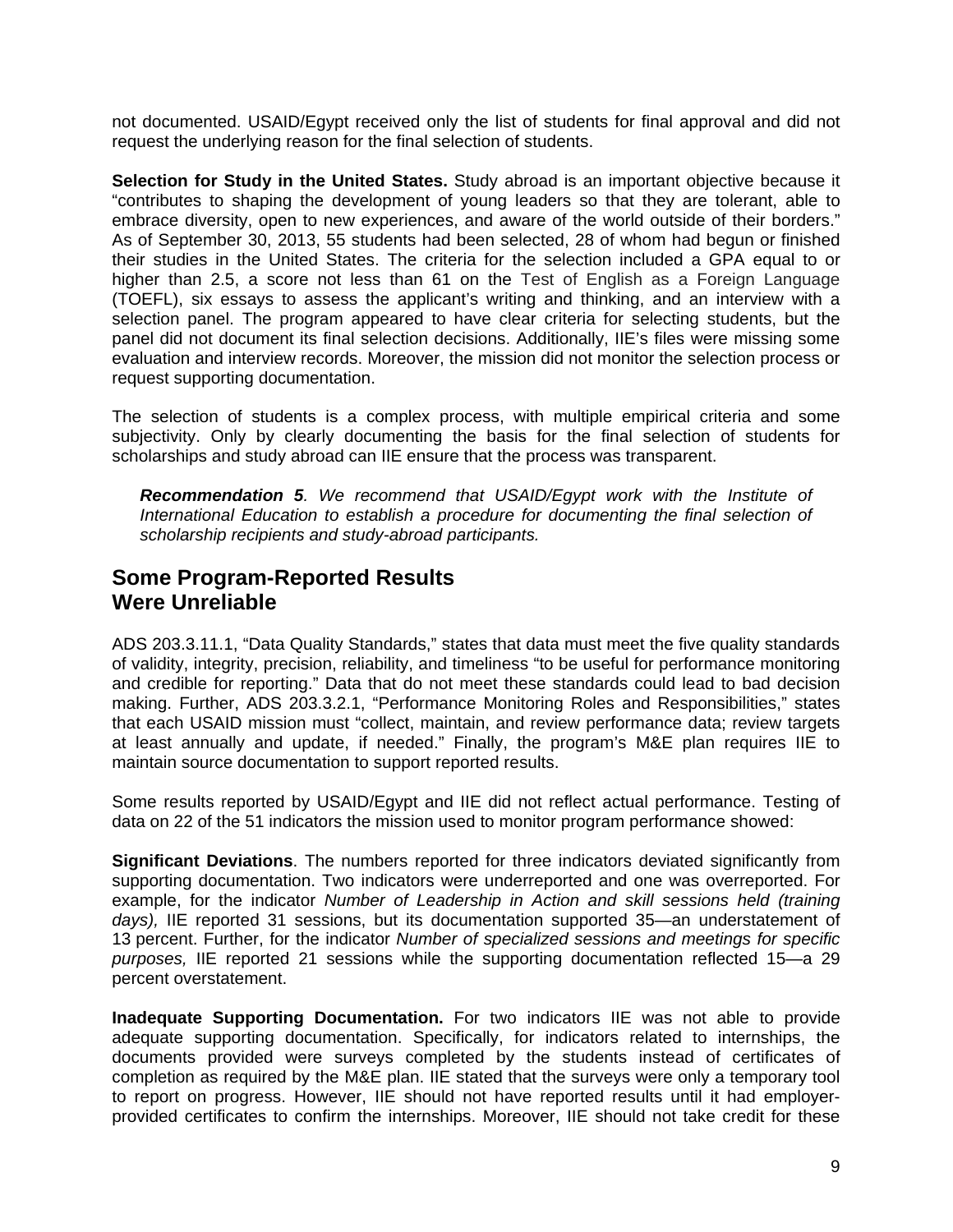not documented. USAID/Egypt received only the list of students for final approval and did not request the underlying reason for the final selection of students.

**Selection for Study in the United States.** Study abroad is an important objective because it "contributes to shaping the development of young leaders so that they are tolerant, able to embrace diversity, open to new experiences, and aware of the world outside of their borders." As of September 30, 2013, 55 students had been selected, 28 of whom had begun or finished their studies in the United States. The criteria for the selection included a GPA equal to or higher than 2.5, a score not less than 61 on the Test of English as a Foreign Language (TOEFL), six essays to assess the applicant's writing and thinking, and an interview with a selection panel. The program appeared to have clear criteria for selecting students, but the panel did not document its final selection decisions. Additionally, IIE's files were missing some evaluation and interview records. Moreover, the mission did not monitor the selection process or request supporting documentation.

The selection of students is a complex process, with multiple empirical criteria and some subjectivity. Only by clearly documenting the basis for the final selection of students for scholarships and study abroad can IIE ensure that the process was transparent.

> ***Recommendation 5****. We recommend that USAID/Egypt work with the Institute of International Education to establish a procedure for documenting the final selection of scholarship recipients and study-abroad participants.*

## Some Program-Reported Results Were Unreliable

ADS 203.3.11.1, "Data Quality Standards," states that data must meet the five quality standards of validity, integrity, precision, reliability, and timeliness "to be useful for performance monitoring and credible for reporting." Data that do not meet these standards could lead to bad decision making. Further, ADS 203.3.2.1, "Performance Monitoring Roles and Responsibilities," states that each USAID mission must "collect, maintain, and review performance data; review targets at least annually and update, if needed." Finally, the program's M&E plan requires IIE to maintain source documentation to support reported results.

Some results reported by USAID/Egypt and IIE did not reflect actual performance. Testing of data on 22 of the 51 indicators the mission used to monitor program performance showed:

**Significant Deviations**. The numbers reported for three indicators deviated significantly from supporting documentation. Two indicators were underreported and one was overreported. For example, for the indicator *Number of Leadership in Action and skill sessions held (training days),* IIE reported 31 sessions, but its documentation supported 35—an understatement of 13 percent. Further, for the indicator *Number of specialized sessions and meetings for specific purposes,* IIE reported 21 sessions while the supporting documentation reflected 15—a 29 percent overstatement.

**Inadequate Supporting Documentation.** For two indicators IIE was not able to provide adequate supporting documentation. Specifically, for indicators related to internships, the documents provided were surveys completed by the students instead of certificates of completion as required by the M&E plan. IIE stated that the surveys were only a temporary tool to report on progress. However, IIE should not have reported results until it had employer-provided certificates to confirm the internships. Moreover, IIE should not take credit for these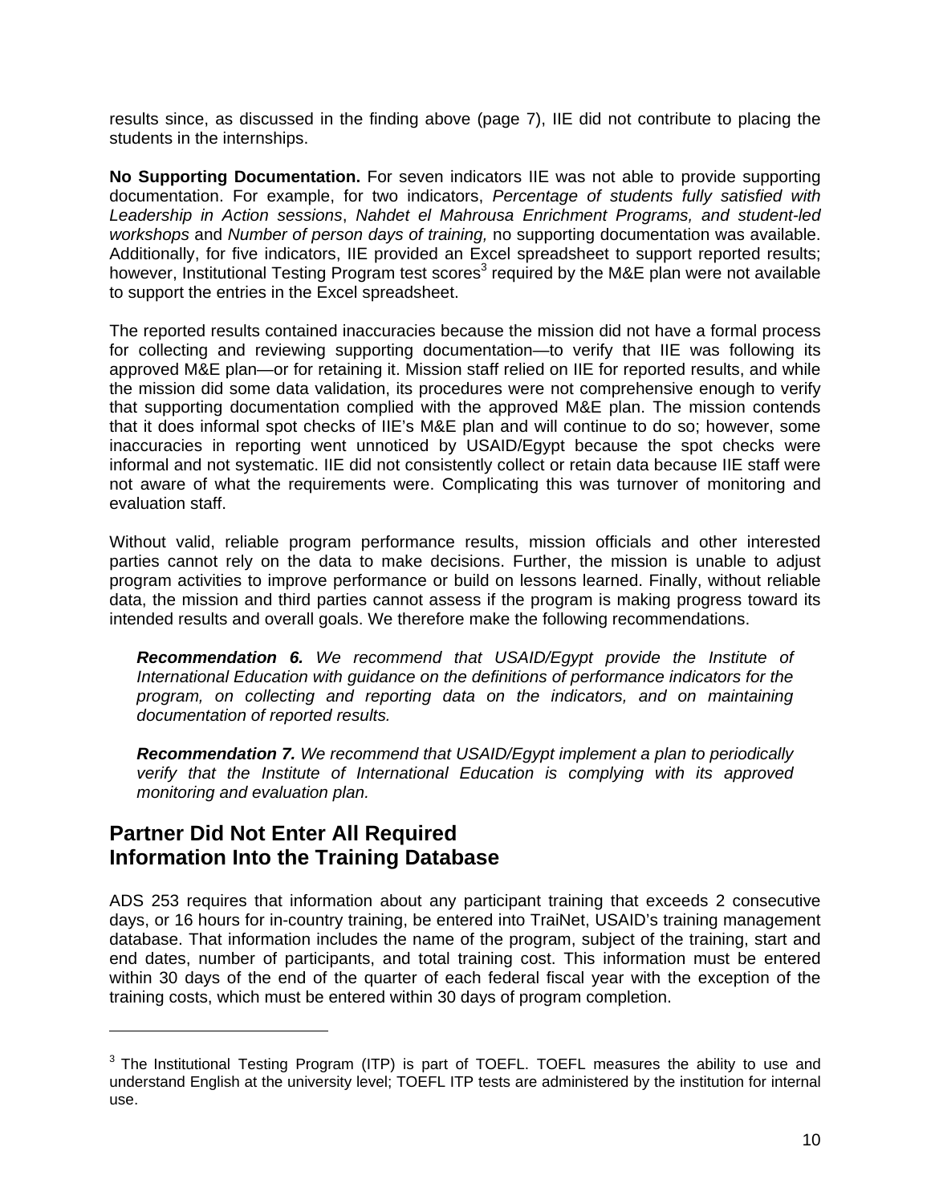results since, as discussed in the finding above (page 7), IIE did not contribute to placing the students in the internships.

**No Supporting Documentation.** For seven indicators IIE was not able to provide supporting documentation. For example, for two indicators, *Percentage of students fully satisfied with Leadership in Action sessions*, *Nahdet el Mahrousa Enrichment Programs, and student-led workshops* and *Number of person days of training,* no supporting documentation was available. Additionally, for five indicators, IIE provided an Excel spreadsheet to support reported results; however, Institutional Testing Program test scores[3] required by the M&E plan were not available to support the entries in the Excel spreadsheet.

The reported results contained inaccuracies because the mission did not have a formal process for collecting and reviewing supporting documentation—to verify that IIE was following its approved M&E plan—or for retaining it. Mission staff relied on IIE for reported results, and while the mission did some data validation, its procedures were not comprehensive enough to verify that supporting documentation complied with the approved M&E plan. The mission contends that it does informal spot checks of IIE's M&E plan and will continue to do so; however, some inaccuracies in reporting went unnoticed by USAID/Egypt because the spot checks were informal and not systematic. IIE did not consistently collect or retain data because IIE staff were not aware of what the requirements were. Complicating this was turnover of monitoring and evaluation staff.

Without valid, reliable program performance results, mission officials and other interested parties cannot rely on the data to make decisions. Further, the mission is unable to adjust program activities to improve performance or build on lessons learned. Finally, without reliable data, the mission and third parties cannot assess if the program is making progress toward its intended results and overall goals. We therefore make the following recommendations.

> ***Recommendation 6.*** *We recommend that USAID/Egypt provide the Institute of International Education with guidance on the definitions of performance indicators for the program, on collecting and reporting data on the indicators, and on maintaining documentation of reported results.*
>
> ***Recommendation 7.*** *We recommend that USAID/Egypt implement a plan to periodically verify that the Institute of International Education is complying with its approved monitoring and evaluation plan.*

## Partner Did Not Enter All Required Information Into the Training Database

ADS 253 requires that information about any participant training that exceeds 2 consecutive days, or 16 hours for in-country training, be entered into TraiNet, USAID's training management database. That information includes the name of the program, subject of the training, start and end dates, number of participants, and total training cost. This information must be entered within 30 days of the end of the quarter of each federal fiscal year with the exception of the training costs, which must be entered within 30 days of program completion.

---

[3] The Institutional Testing Program (ITP) is part of TOEFL. TOEFL measures the ability to use and understand English at the university level; TOEFL ITP tests are administered by the institution for internal use.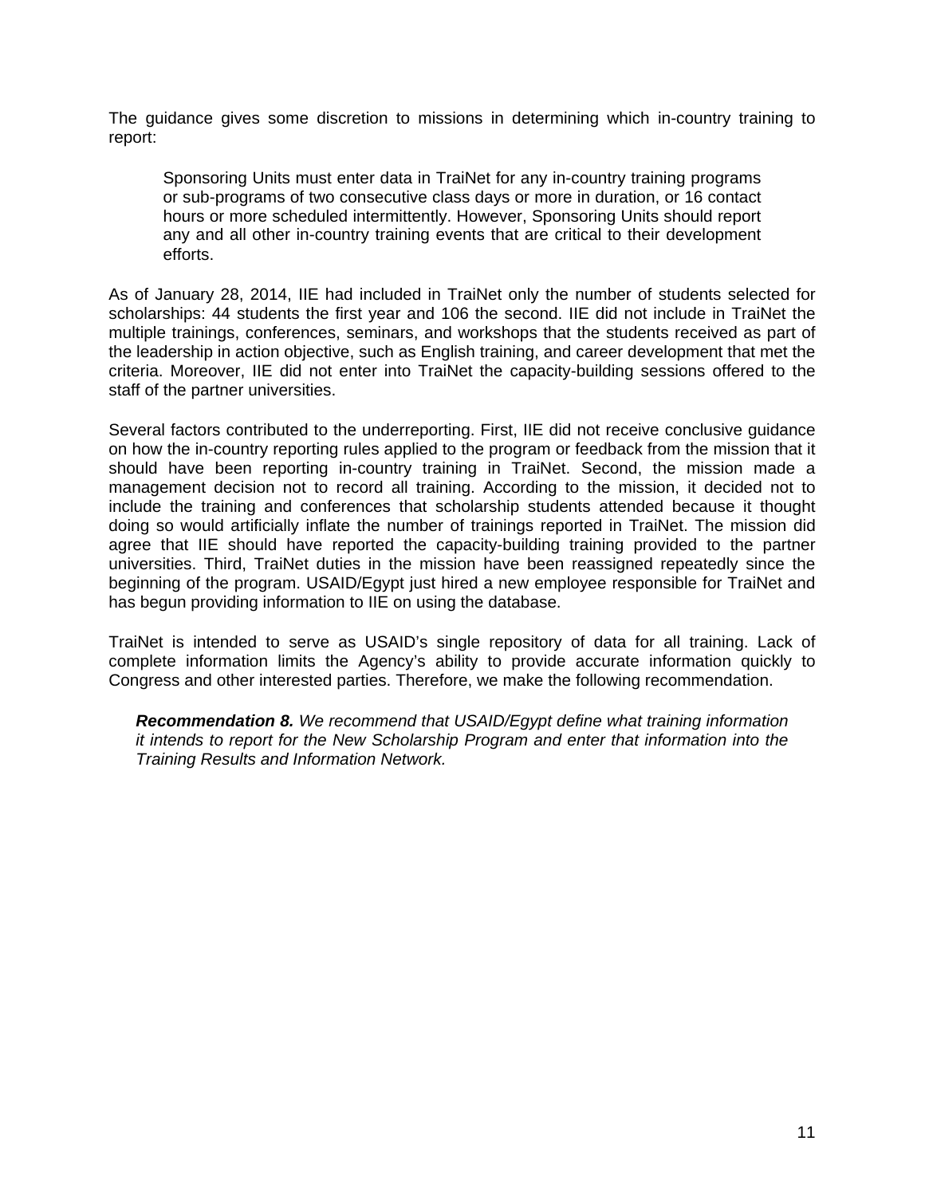The guidance gives some discretion to missions in determining which in-country training to report:

> Sponsoring Units must enter data in TraiNet for any in-country training programs or sub-programs of two consecutive class days or more in duration, or 16 contact hours or more scheduled intermittently. However, Sponsoring Units should report any and all other in-country training events that are critical to their development efforts.

As of January 28, 2014, IIE had included in TraiNet only the number of students selected for scholarships: 44 students the first year and 106 the second. IIE did not include in TraiNet the multiple trainings, conferences, seminars, and workshops that the students received as part of the leadership in action objective, such as English training, and career development that met the criteria. Moreover, IIE did not enter into TraiNet the capacity-building sessions offered to the staff of the partner universities.

Several factors contributed to the underreporting. First, IIE did not receive conclusive guidance on how the in-country reporting rules applied to the program or feedback from the mission that it should have been reporting in-country training in TraiNet. Second, the mission made a management decision not to record all training. According to the mission, it decided not to include the training and conferences that scholarship students attended because it thought doing so would artificially inflate the number of trainings reported in TraiNet. The mission did agree that IIE should have reported the capacity-building training provided to the partner universities. Third, TraiNet duties in the mission have been reassigned repeatedly since the beginning of the program. USAID/Egypt just hired a new employee responsible for TraiNet and has begun providing information to IIE on using the database.

TraiNet is intended to serve as USAID's single repository of data for all training. Lack of complete information limits the Agency's ability to provide accurate information quickly to Congress and other interested parties. Therefore, we make the following recommendation.

***Recommendation 8.*** *We recommend that USAID/Egypt define what training information it intends to report for the New Scholarship Program and enter that information into the Training Results and Information Network.*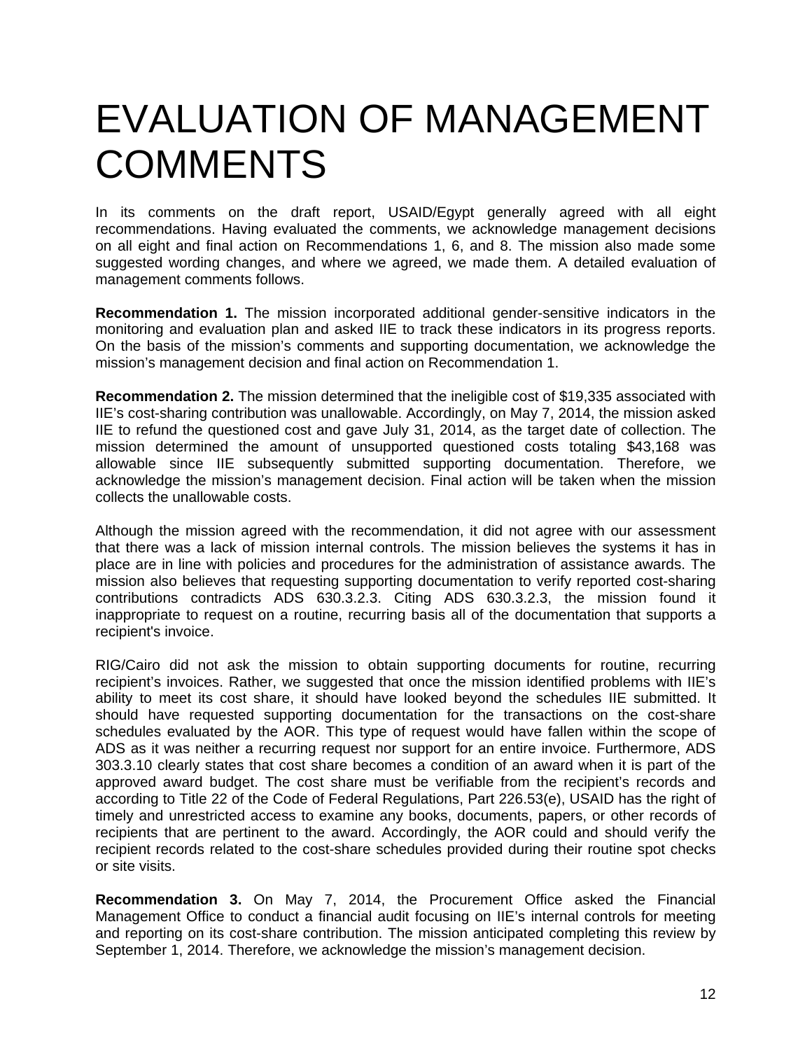# EVALUATION OF MANAGEMENT COMMENTS

In its comments on the draft report, USAID/Egypt generally agreed with all eight recommendations. Having evaluated the comments, we acknowledge management decisions on all eight and final action on Recommendations 1, 6, and 8. The mission also made some suggested wording changes, and where we agreed, we made them. A detailed evaluation of management comments follows.

**Recommendation 1.** The mission incorporated additional gender-sensitive indicators in the monitoring and evaluation plan and asked IIE to track these indicators in its progress reports. On the basis of the mission's comments and supporting documentation, we acknowledge the mission's management decision and final action on Recommendation 1.

**Recommendation 2.** The mission determined that the ineligible cost of $19,335 associated with IIE's cost-sharing contribution was unallowable. Accordingly, on May 7, 2014, the mission asked IIE to refund the questioned cost and gave July 31, 2014, as the target date of collection. The mission determined the amount of unsupported questioned costs totaling $43,168 was allowable since IIE subsequently submitted supporting documentation. Therefore, we acknowledge the mission's management decision. Final action will be taken when the mission collects the unallowable costs.

Although the mission agreed with the recommendation, it did not agree with our assessment that there was a lack of mission internal controls. The mission believes the systems it has in place are in line with policies and procedures for the administration of assistance awards. The mission also believes that requesting supporting documentation to verify reported cost-sharing contributions contradicts ADS 630.3.2.3. Citing ADS 630.3.2.3, the mission found it inappropriate to request on a routine, recurring basis all of the documentation that supports a recipient's invoice.

RIG/Cairo did not ask the mission to obtain supporting documents for routine, recurring recipient's invoices. Rather, we suggested that once the mission identified problems with IIE's ability to meet its cost share, it should have looked beyond the schedules IIE submitted. It should have requested supporting documentation for the transactions on the cost-share schedules evaluated by the AOR. This type of request would have fallen within the scope of ADS as it was neither a recurring request nor support for an entire invoice. Furthermore, ADS 303.3.10 clearly states that cost share becomes a condition of an award when it is part of the approved award budget. The cost share must be verifiable from the recipient's records and according to Title 22 of the Code of Federal Regulations, Part 226.53(e), USAID has the right of timely and unrestricted access to examine any books, documents, papers, or other records of recipients that are pertinent to the award. Accordingly, the AOR could and should verify the recipient records related to the cost-share schedules provided during their routine spot checks or site visits.

**Recommendation 3.** On May 7, 2014, the Procurement Office asked the Financial Management Office to conduct a financial audit focusing on IIE's internal controls for meeting and reporting on its cost-share contribution. The mission anticipated completing this review by September 1, 2014. Therefore, we acknowledge the mission's management decision.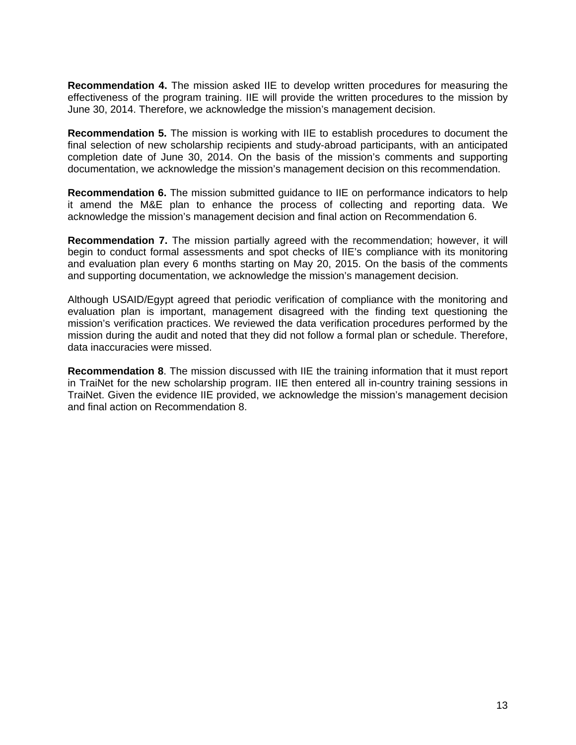**Recommendation 4.** The mission asked IIE to develop written procedures for measuring the effectiveness of the program training. IIE will provide the written procedures to the mission by June 30, 2014. Therefore, we acknowledge the mission's management decision.

**Recommendation 5.** The mission is working with IIE to establish procedures to document the final selection of new scholarship recipients and study-abroad participants, with an anticipated completion date of June 30, 2014. On the basis of the mission's comments and supporting documentation, we acknowledge the mission's management decision on this recommendation.

**Recommendation 6.** The mission submitted guidance to IIE on performance indicators to help it amend the M&E plan to enhance the process of collecting and reporting data. We acknowledge the mission's management decision and final action on Recommendation 6.

**Recommendation 7.** The mission partially agreed with the recommendation; however, it will begin to conduct formal assessments and spot checks of IIE's compliance with its monitoring and evaluation plan every 6 months starting on May 20, 2015. On the basis of the comments and supporting documentation, we acknowledge the mission's management decision.

Although USAID/Egypt agreed that periodic verification of compliance with the monitoring and evaluation plan is important, management disagreed with the finding text questioning the mission's verification practices. We reviewed the data verification procedures performed by the mission during the audit and noted that they did not follow a formal plan or schedule. Therefore, data inaccuracies were missed.

**Recommendation 8**. The mission discussed with IIE the training information that it must report in TraiNet for the new scholarship program. IIE then entered all in-country training sessions in TraiNet. Given the evidence IIE provided, we acknowledge the mission's management decision and final action on Recommendation 8.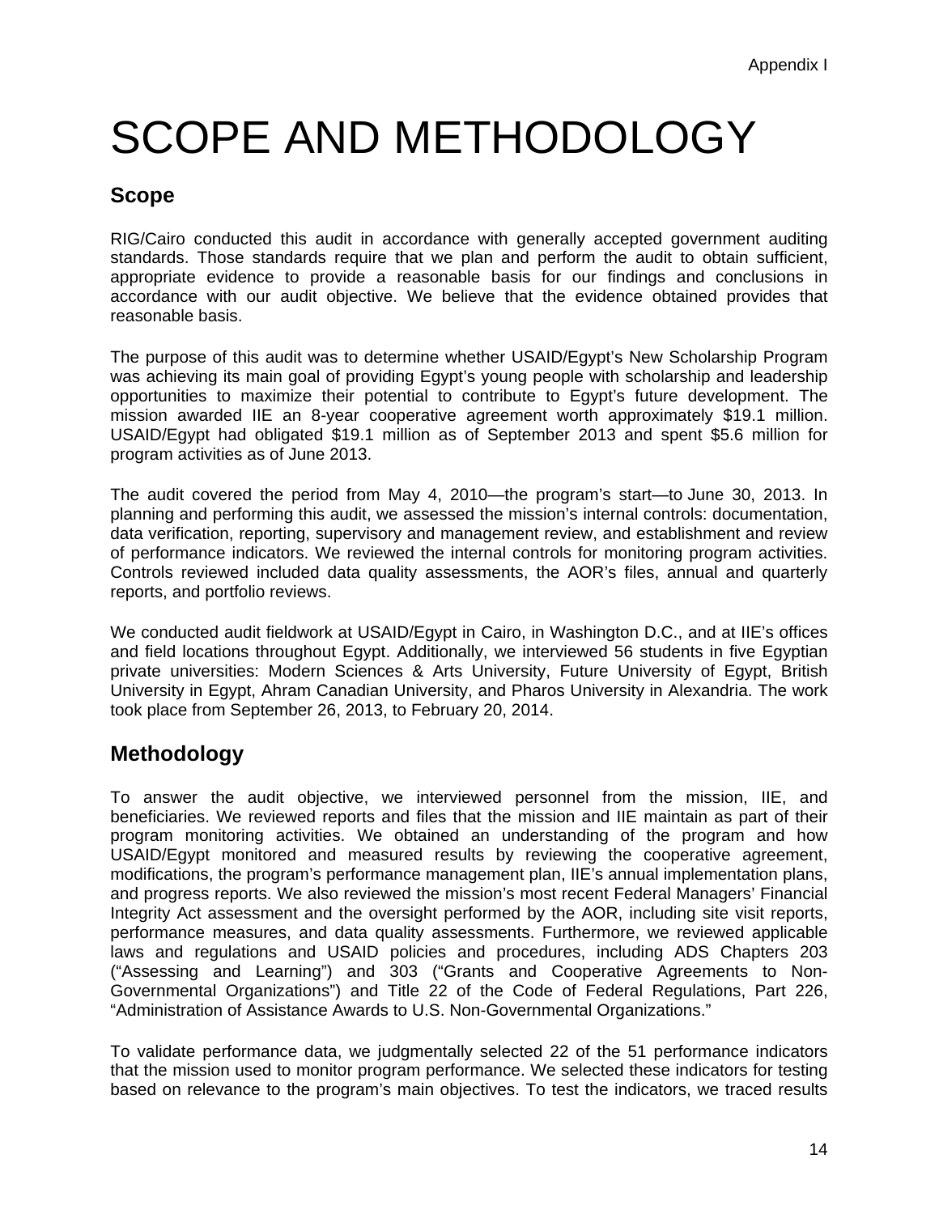# SCOPE AND METHODOLOGY

## Scope

RIG/Cairo conducted this audit in accordance with generally accepted government auditing standards. Those standards require that we plan and perform the audit to obtain sufficient, appropriate evidence to provide a reasonable basis for our findings and conclusions in accordance with our audit objective. We believe that the evidence obtained provides that reasonable basis.

The purpose of this audit was to determine whether USAID/Egypt's New Scholarship Program was achieving its main goal of providing Egypt's young people with scholarship and leadership opportunities to maximize their potential to contribute to Egypt's future development. The mission awarded IIE an 8-year cooperative agreement worth approximately $19.1 million. USAID/Egypt had obligated $19.1 million as of September 2013 and spent $5.6 million for program activities as of June 2013.

The audit covered the period from May 4, 2010—the program's start—to June 30, 2013. In planning and performing this audit, we assessed the mission's internal controls: documentation, data verification, reporting, supervisory and management review, and establishment and review of performance indicators. We reviewed the internal controls for monitoring program activities. Controls reviewed included data quality assessments, the AOR's files, annual and quarterly reports, and portfolio reviews.

We conducted audit fieldwork at USAID/Egypt in Cairo, in Washington D.C., and at IIE's offices and field locations throughout Egypt. Additionally, we interviewed 56 students in five Egyptian private universities: Modern Sciences & Arts University, Future University of Egypt, British University in Egypt, Ahram Canadian University, and Pharos University in Alexandria. The work took place from September 26, 2013, to February 20, 2014.

## Methodology

To answer the audit objective, we interviewed personnel from the mission, IIE, and beneficiaries. We reviewed reports and files that the mission and IIE maintain as part of their program monitoring activities. We obtained an understanding of the program and how USAID/Egypt monitored and measured results by reviewing the cooperative agreement, modifications, the program's performance management plan, IIE's annual implementation plans, and progress reports. We also reviewed the mission's most recent Federal Managers' Financial Integrity Act assessment and the oversight performed by the AOR, including site visit reports, performance measures, and data quality assessments. Furthermore, we reviewed applicable laws and regulations and USAID policies and procedures, including ADS Chapters 203 ("Assessing and Learning") and 303 ("Grants and Cooperative Agreements to Non-Governmental Organizations") and Title 22 of the Code of Federal Regulations, Part 226, "Administration of Assistance Awards to U.S. Non-Governmental Organizations."

To validate performance data, we judgmentally selected 22 of the 51 performance indicators that the mission used to monitor program performance. We selected these indicators for testing based on relevance to the program's main objectives. To test the indicators, we traced results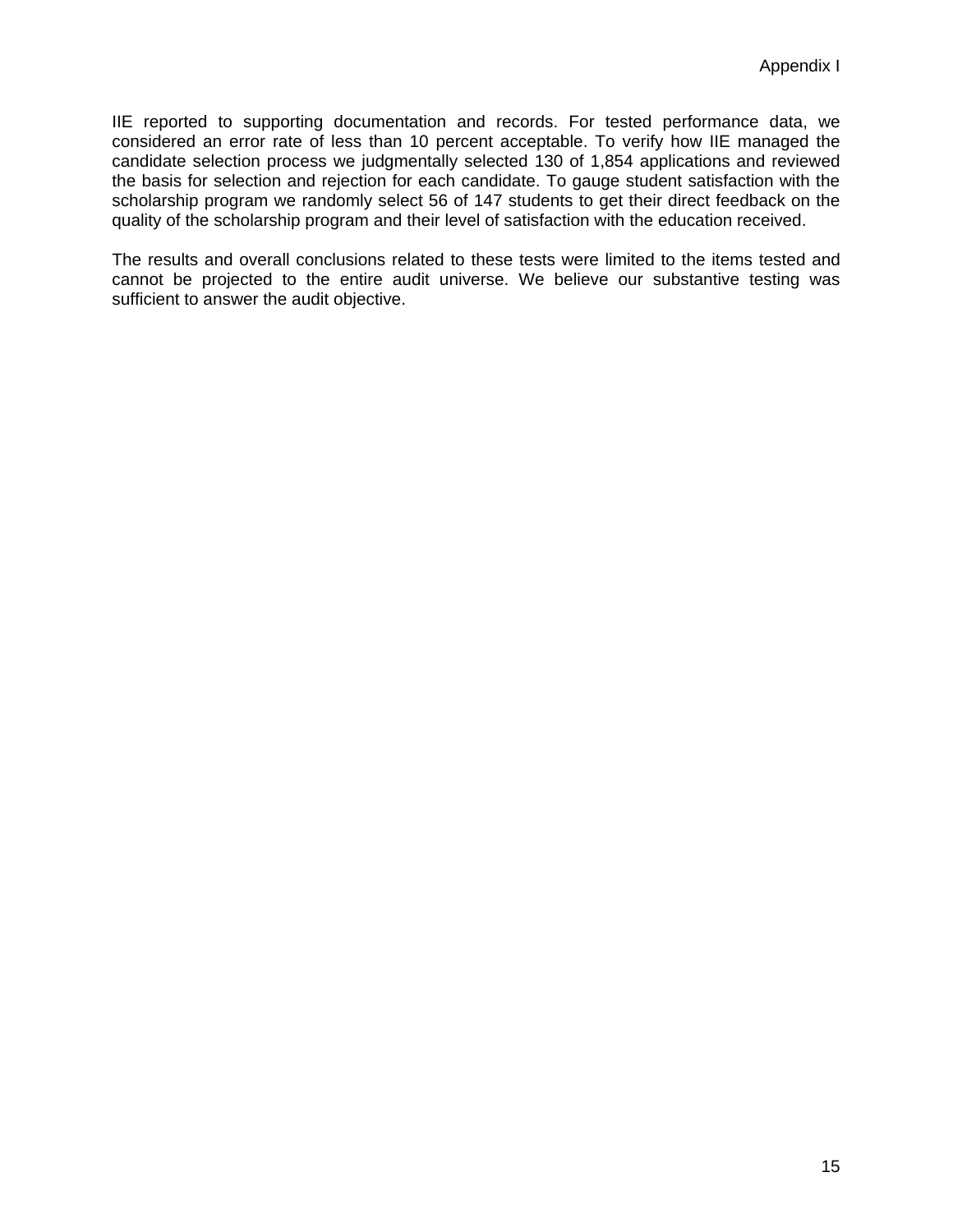IIE reported to supporting documentation and records. For tested performance data, we considered an error rate of less than 10 percent acceptable. To verify how IIE managed the candidate selection process we judgmentally selected 130 of 1,854 applications and reviewed the basis for selection and rejection for each candidate. To gauge student satisfaction with the scholarship program we randomly select 56 of 147 students to get their direct feedback on the quality of the scholarship program and their level of satisfaction with the education received.

The results and overall conclusions related to these tests were limited to the items tested and cannot be projected to the entire audit universe. We believe our substantive testing was sufficient to answer the audit objective.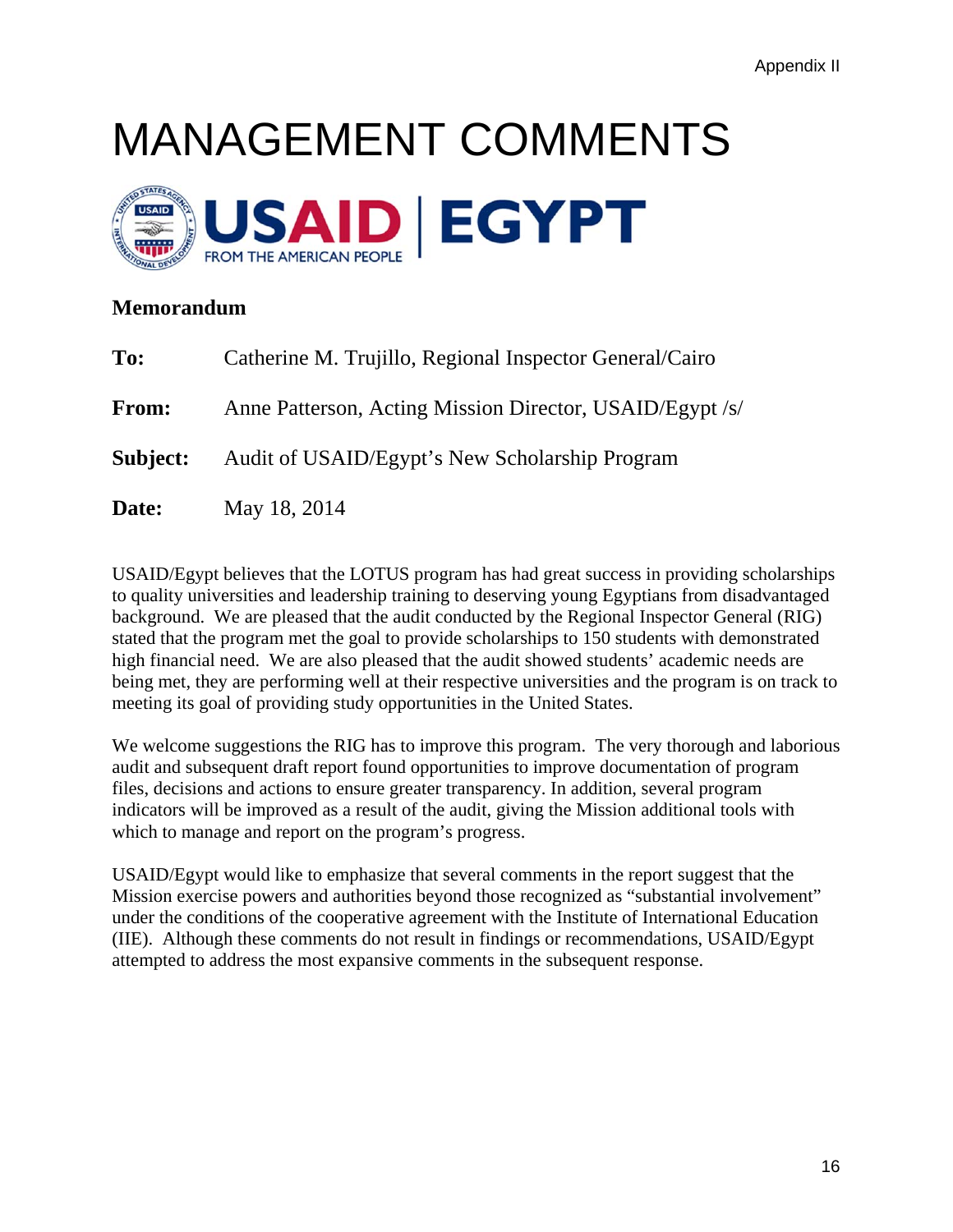Appendix II

# MANAGEMENT COMMENTS

USAID | EGYPT
FROM THE AMERICAN PEOPLE

**Memorandum**

**To:** Catherine M. Trujillo, Regional Inspector General/Cairo

**From:** Anne Patterson, Acting Mission Director, USAID/Egypt /s/

**Subject:** Audit of USAID/Egypt's New Scholarship Program

**Date:** May 18, 2014

USAID/Egypt believes that the LOTUS program has had great success in providing scholarships to quality universities and leadership training to deserving young Egyptians from disadvantaged background. We are pleased that the audit conducted by the Regional Inspector General (RIG) stated that the program met the goal to provide scholarships to 150 students with demonstrated high financial need. We are also pleased that the audit showed students' academic needs are being met, they are performing well at their respective universities and the program is on track to meeting its goal of providing study opportunities in the United States.

We welcome suggestions the RIG has to improve this program. The very thorough and laborious audit and subsequent draft report found opportunities to improve documentation of program files, decisions and actions to ensure greater transparency. In addition, several program indicators will be improved as a result of the audit, giving the Mission additional tools with which to manage and report on the program's progress.

USAID/Egypt would like to emphasize that several comments in the report suggest that the Mission exercise powers and authorities beyond those recognized as "substantial involvement" under the conditions of the cooperative agreement with the Institute of International Education (IIE). Although these comments do not result in findings or recommendations, USAID/Egypt attempted to address the most expansive comments in the subsequent response.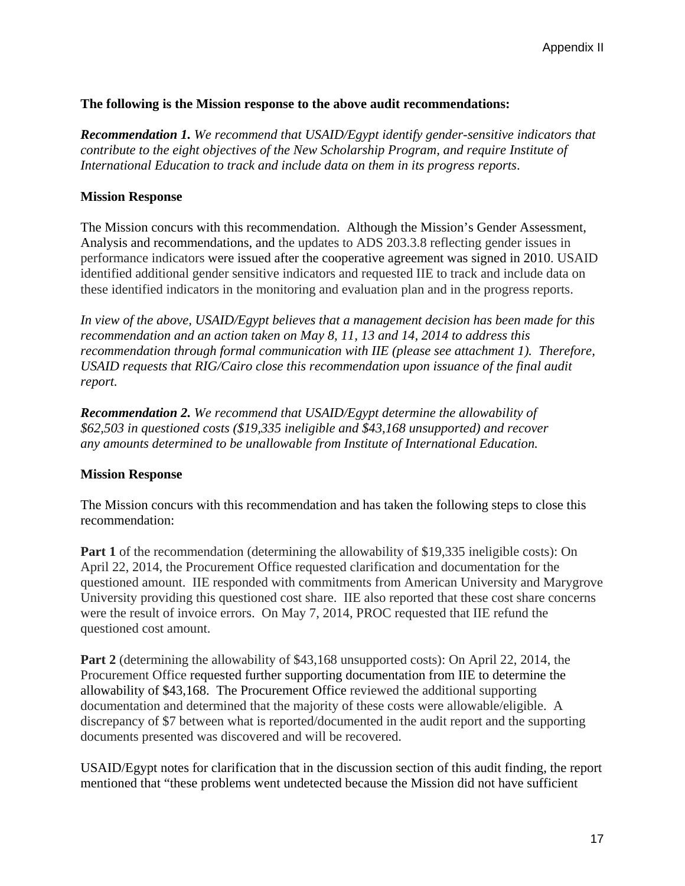**The following is the Mission response to the above audit recommendations:**

***Recommendation 1.*** *We recommend that USAID/Egypt identify gender-sensitive indicators that contribute to the eight objectives of the New Scholarship Program, and require Institute of International Education to track and include data on them in its progress reports*.

**Mission Response**

The Mission concurs with this recommendation. Although the Mission's Gender Assessment, Analysis and recommendations, and the updates to ADS 203.3.8 reflecting gender issues in performance indicators were issued after the cooperative agreement was signed in 2010. USAID identified additional gender sensitive indicators and requested IIE to track and include data on these identified indicators in the monitoring and evaluation plan and in the progress reports.

*In view of the above, USAID/Egypt believes that a management decision has been made for this recommendation and an action taken on May 8, 11, 13 and 14, 2014 to address this recommendation through formal communication with IIE (please see attachment 1). Therefore, USAID requests that RIG/Cairo close this recommendation upon issuance of the final audit report.*

***Recommendation 2.*** *We recommend that USAID/Egypt determine the allowability of $62,503 in questioned costs ($19,335 ineligible and $43,168 unsupported) and recover any amounts determined to be unallowable from Institute of International Education.*

**Mission Response**

The Mission concurs with this recommendation and has taken the following steps to close this recommendation:

**Part 1** of the recommendation (determining the allowability of $19,335 ineligible costs): On April 22, 2014, the Procurement Office requested clarification and documentation for the questioned amount. IIE responded with commitments from American University and Marygrove University providing this questioned cost share. IIE also reported that these cost share concerns were the result of invoice errors. On May 7, 2014, PROC requested that IIE refund the questioned cost amount.

**Part 2** (determining the allowability of $43,168 unsupported costs): On April 22, 2014, the Procurement Office requested further supporting documentation from IIE to determine the allowability of $43,168. The Procurement Office reviewed the additional supporting documentation and determined that the majority of these costs were allowable/eligible. A discrepancy of $7 between what is reported/documented in the audit report and the supporting documents presented was discovered and will be recovered.

USAID/Egypt notes for clarification that in the discussion section of this audit finding, the report mentioned that "these problems went undetected because the Mission did not have sufficient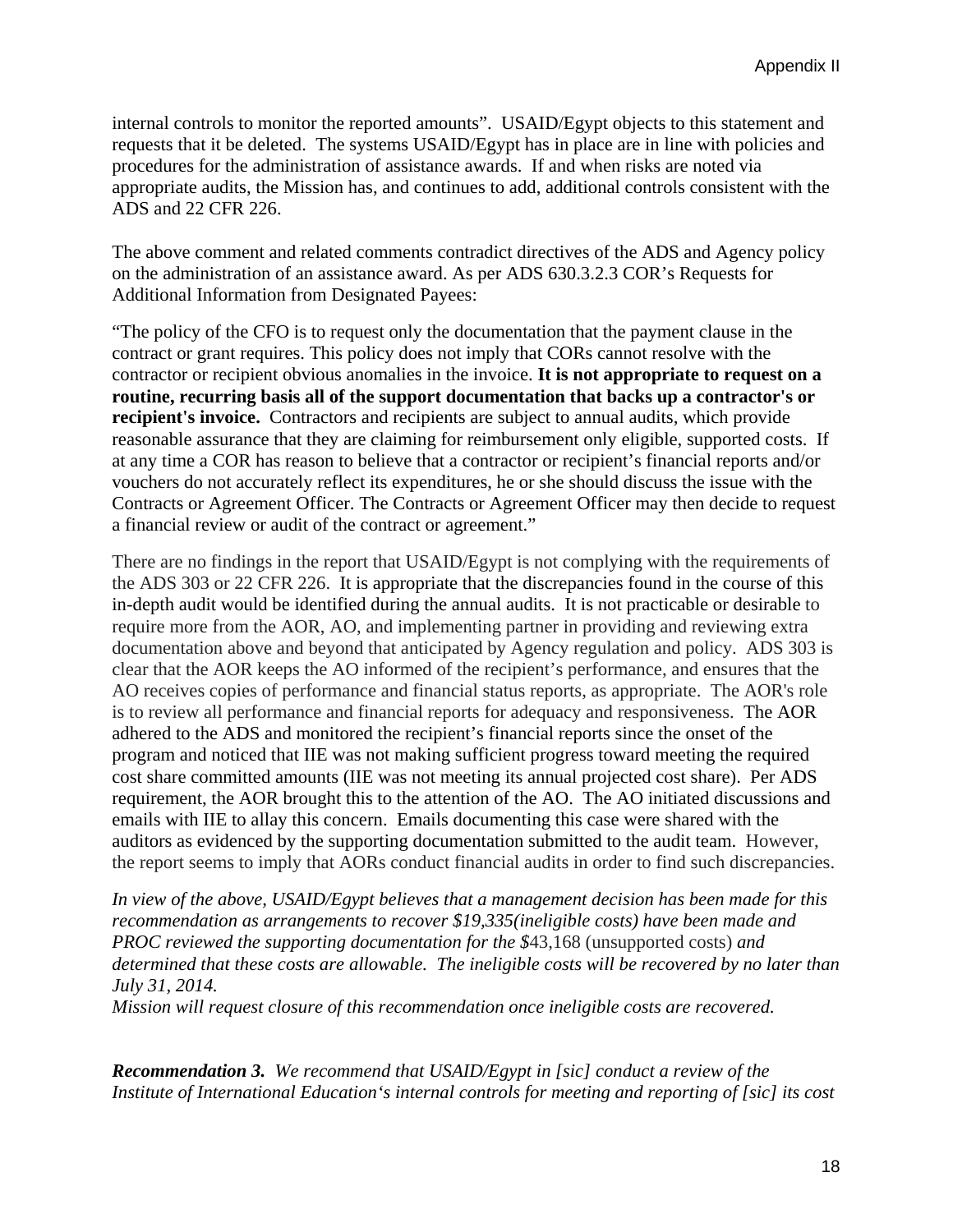internal controls to monitor the reported amounts". USAID/Egypt objects to this statement and requests that it be deleted. The systems USAID/Egypt has in place are in line with policies and procedures for the administration of assistance awards. If and when risks are noted via appropriate audits, the Mission has, and continues to add, additional controls consistent with the ADS and 22 CFR 226.

The above comment and related comments contradict directives of the ADS and Agency policy on the administration of an assistance award. As per ADS 630.3.2.3 COR's Requests for Additional Information from Designated Payees:

"The policy of the CFO is to request only the documentation that the payment clause in the contract or grant requires. This policy does not imply that CORs cannot resolve with the contractor or recipient obvious anomalies in the invoice. **It is not appropriate to request on a routine, recurring basis all of the support documentation that backs up a contractor's or recipient's invoice.** Contractors and recipients are subject to annual audits, which provide reasonable assurance that they are claiming for reimbursement only eligible, supported costs. If at any time a COR has reason to believe that a contractor or recipient's financial reports and/or vouchers do not accurately reflect its expenditures, he or she should discuss the issue with the Contracts or Agreement Officer. The Contracts or Agreement Officer may then decide to request a financial review or audit of the contract or agreement."

There are no findings in the report that USAID/Egypt is not complying with the requirements of the ADS 303 or 22 CFR 226. It is appropriate that the discrepancies found in the course of this in-depth audit would be identified during the annual audits. It is not practicable or desirable to require more from the AOR, AO, and implementing partner in providing and reviewing extra documentation above and beyond that anticipated by Agency regulation and policy. ADS 303 is clear that the AOR keeps the AO informed of the recipient's performance, and ensures that the AO receives copies of performance and financial status reports, as appropriate. The AOR's role is to review all performance and financial reports for adequacy and responsiveness. The AOR adhered to the ADS and monitored the recipient's financial reports since the onset of the program and noticed that IIE was not making sufficient progress toward meeting the required cost share committed amounts (IIE was not meeting its annual projected cost share). Per ADS requirement, the AOR brought this to the attention of the AO. The AO initiated discussions and emails with IIE to allay this concern. Emails documenting this case were shared with the auditors as evidenced by the supporting documentation submitted to the audit team. However, the report seems to imply that AORs conduct financial audits in order to find such discrepancies.

*In view of the above, USAID/Egypt believes that a management decision has been made for this recommendation as arrangements to recover $19,335(ineligible costs) have been made and PROC reviewed the supporting documentation for the $*43,168 (unsupported costs) *and determined that these costs are allowable. The ineligible costs will be recovered by no later than July 31, 2014.*
*Mission will request closure of this recommendation once ineligible costs are recovered.*

***Recommendation 3.*** *We recommend that USAID/Egypt in [sic] conduct a review of the Institute of International Education's internal controls for meeting and reporting of [sic] its cost*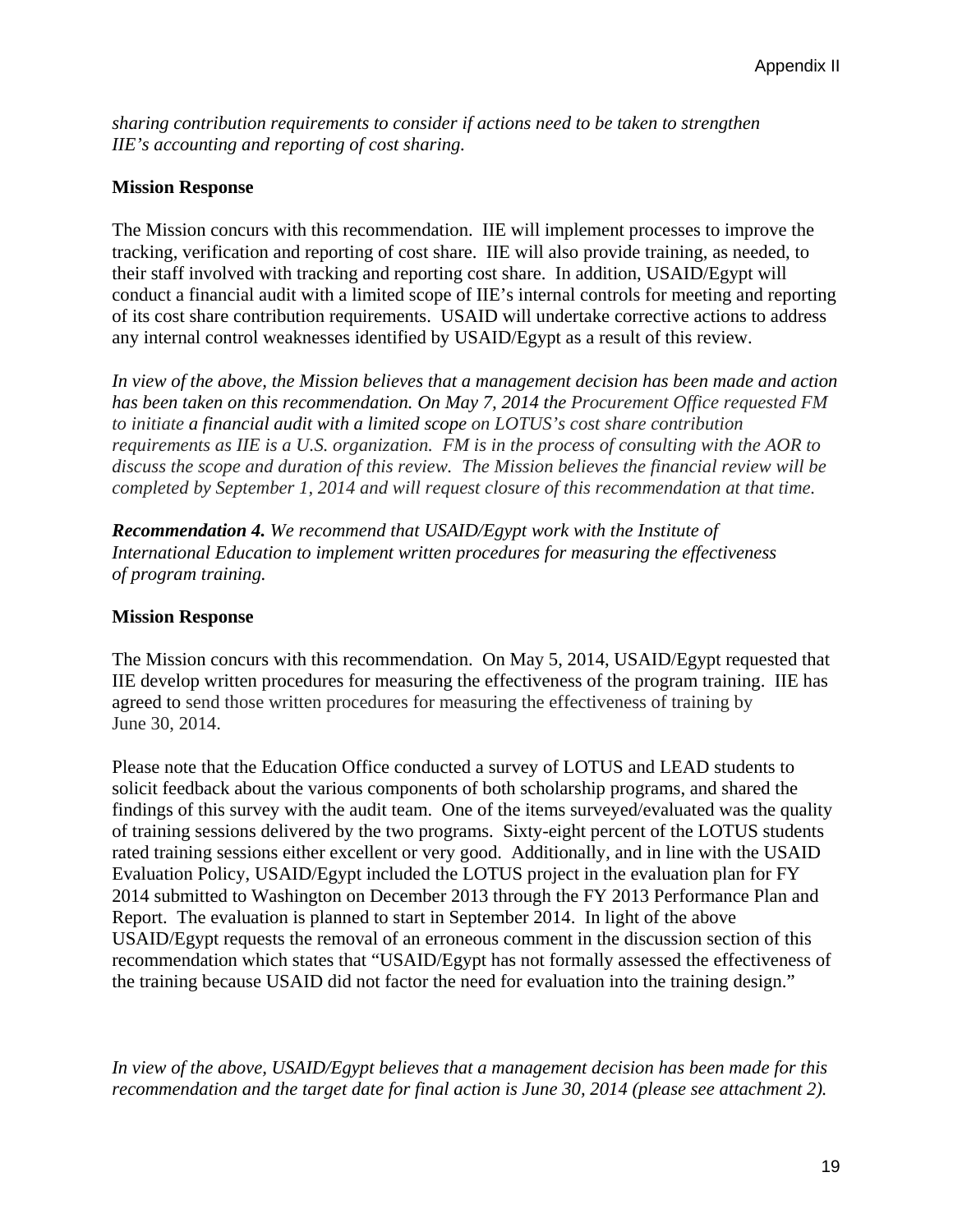*sharing contribution requirements to consider if actions need to be taken to strengthen IIE's accounting and reporting of cost sharing.*

**Mission Response**

The Mission concurs with this recommendation. IIE will implement processes to improve the tracking, verification and reporting of cost share. IIE will also provide training, as needed, to their staff involved with tracking and reporting cost share. In addition, USAID/Egypt will conduct a financial audit with a limited scope of IIE's internal controls for meeting and reporting of its cost share contribution requirements. USAID will undertake corrective actions to address any internal control weaknesses identified by USAID/Egypt as a result of this review.

*In view of the above, the Mission believes that a management decision has been made and action has been taken on this recommendation. On May 7, 2014 the Procurement Office requested FM to initiate a financial audit with a limited scope on LOTUS's cost share contribution requirements as IIE is a U.S. organization. FM is in the process of consulting with the AOR to discuss the scope and duration of this review. The Mission believes the financial review will be completed by September 1, 2014 and will request closure of this recommendation at that time.*

***Recommendation 4.*** *We recommend that USAID/Egypt work with the Institute of International Education to implement written procedures for measuring the effectiveness of program training.*

**Mission Response**

The Mission concurs with this recommendation. On May 5, 2014, USAID/Egypt requested that IIE develop written procedures for measuring the effectiveness of the program training. IIE has agreed to send those written procedures for measuring the effectiveness of training by June 30, 2014.

Please note that the Education Office conducted a survey of LOTUS and LEAD students to solicit feedback about the various components of both scholarship programs, and shared the findings of this survey with the audit team. One of the items surveyed/evaluated was the quality of training sessions delivered by the two programs. Sixty-eight percent of the LOTUS students rated training sessions either excellent or very good. Additionally, and in line with the USAID Evaluation Policy, USAID/Egypt included the LOTUS project in the evaluation plan for FY 2014 submitted to Washington on December 2013 through the FY 2013 Performance Plan and Report. The evaluation is planned to start in September 2014. In light of the above USAID/Egypt requests the removal of an erroneous comment in the discussion section of this recommendation which states that "USAID/Egypt has not formally assessed the effectiveness of the training because USAID did not factor the need for evaluation into the training design."

*In view of the above, USAID/Egypt believes that a management decision has been made for this recommendation and the target date for final action is June 30, 2014 (please see attachment 2).*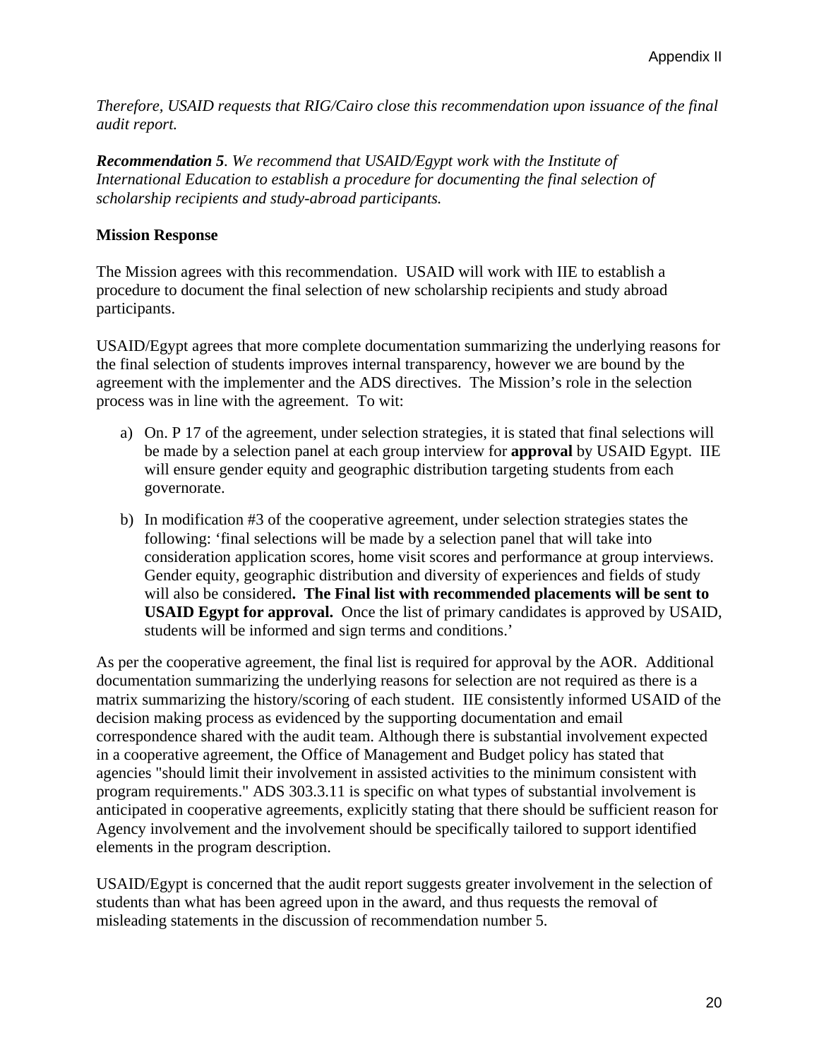*Therefore, USAID requests that RIG/Cairo close this recommendation upon issuance of the final audit report.*

***Recommendation 5****. We recommend that USAID/Egypt work with the Institute of International Education to establish a procedure for documenting the final selection of scholarship recipients and study-abroad participants.*

**Mission Response**

The Mission agrees with this recommendation. USAID will work with IIE to establish a procedure to document the final selection of new scholarship recipients and study abroad participants.

USAID/Egypt agrees that more complete documentation summarizing the underlying reasons for the final selection of students improves internal transparency, however we are bound by the agreement with the implementer and the ADS directives. The Mission's role in the selection process was in line with the agreement. To wit:

a) On. P 17 of the agreement, under selection strategies, it is stated that final selections will be made by a selection panel at each group interview for **approval** by USAID Egypt. IIE will ensure gender equity and geographic distribution targeting students from each governorate.

b) In modification #3 of the cooperative agreement, under selection strategies states the following: 'final selections will be made by a selection panel that will take into consideration application scores, home visit scores and performance at group interviews. Gender equity, geographic distribution and diversity of experiences and fields of study will also be considered**. The Final list with recommended placements will be sent to USAID Egypt for approval.** Once the list of primary candidates is approved by USAID, students will be informed and sign terms and conditions.'

As per the cooperative agreement, the final list is required for approval by the AOR. Additional documentation summarizing the underlying reasons for selection are not required as there is a matrix summarizing the history/scoring of each student. IIE consistently informed USAID of the decision making process as evidenced by the supporting documentation and email correspondence shared with the audit team. Although there is substantial involvement expected in a cooperative agreement, the Office of Management and Budget policy has stated that agencies "should limit their involvement in assisted activities to the minimum consistent with program requirements." ADS 303.3.11 is specific on what types of substantial involvement is anticipated in cooperative agreements, explicitly stating that there should be sufficient reason for Agency involvement and the involvement should be specifically tailored to support identified elements in the program description.

USAID/Egypt is concerned that the audit report suggests greater involvement in the selection of students than what has been agreed upon in the award, and thus requests the removal of misleading statements in the discussion of recommendation number 5.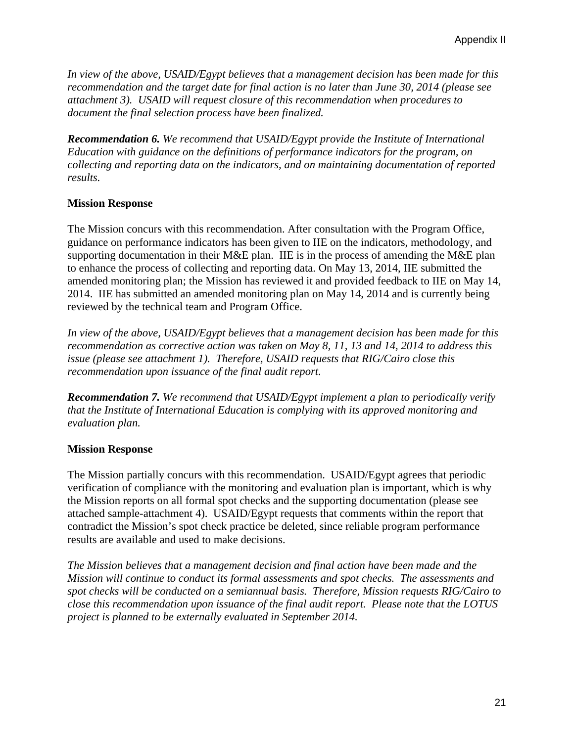*In view of the above, USAID/Egypt believes that a management decision has been made for this recommendation and the target date for final action is no later than June 30, 2014 (please see attachment 3). USAID will request closure of this recommendation when procedures to document the final selection process have been finalized.*

***Recommendation 6.*** *We recommend that USAID/Egypt provide the Institute of International Education with guidance on the definitions of performance indicators for the program, on collecting and reporting data on the indicators, and on maintaining documentation of reported results.*

**Mission Response**

The Mission concurs with this recommendation. After consultation with the Program Office, guidance on performance indicators has been given to IIE on the indicators, methodology, and supporting documentation in their M&E plan. IIE is in the process of amending the M&E plan to enhance the process of collecting and reporting data. On May 13, 2014, IIE submitted the amended monitoring plan; the Mission has reviewed it and provided feedback to IIE on May 14, 2014. IIE has submitted an amended monitoring plan on May 14, 2014 and is currently being reviewed by the technical team and Program Office.

*In view of the above, USAID/Egypt believes that a management decision has been made for this recommendation as corrective action was taken on May 8, 11, 13 and 14, 2014 to address this issue (please see attachment 1). Therefore, USAID requests that RIG/Cairo close this recommendation upon issuance of the final audit report.*

***Recommendation 7.*** *We recommend that USAID/Egypt implement a plan to periodically verify that the Institute of International Education is complying with its approved monitoring and evaluation plan.*

**Mission Response**

The Mission partially concurs with this recommendation. USAID/Egypt agrees that periodic verification of compliance with the monitoring and evaluation plan is important, which is why the Mission reports on all formal spot checks and the supporting documentation (please see attached sample-attachment 4). USAID/Egypt requests that comments within the report that contradict the Mission's spot check practice be deleted, since reliable program performance results are available and used to make decisions.

*The Mission believes that a management decision and final action have been made and the Mission will continue to conduct its formal assessments and spot checks. The assessments and spot checks will be conducted on a semiannual basis. Therefore, Mission requests RIG/Cairo to close this recommendation upon issuance of the final audit report. Please note that the LOTUS project is planned to be externally evaluated in September 2014.*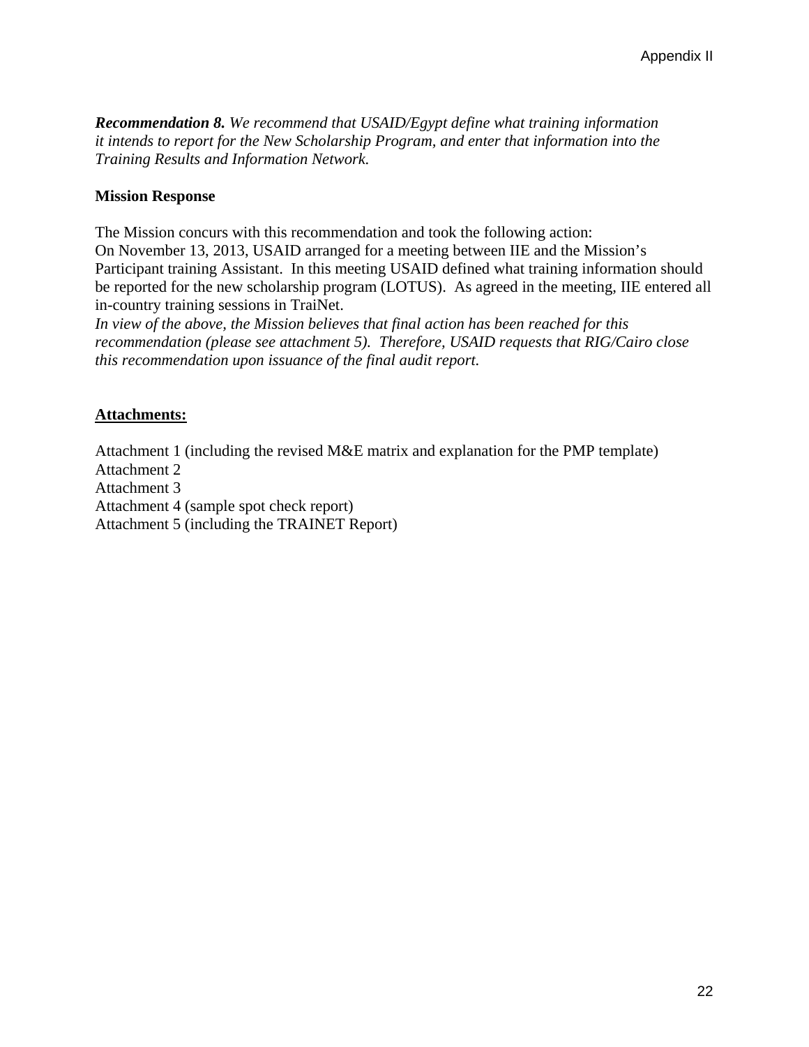***Recommendation 8.*** *We recommend that USAID/Egypt define what training information it intends to report for the New Scholarship Program, and enter that information into the Training Results and Information Network.*

**Mission Response**

The Mission concurs with this recommendation and took the following action:
On November 13, 2013, USAID arranged for a meeting between IIE and the Mission's Participant training Assistant. In this meeting USAID defined what training information should be reported for the new scholarship program (LOTUS). As agreed in the meeting, IIE entered all in-country training sessions in TraiNet.
*In view of the above, the Mission believes that final action has been reached for this recommendation (please see attachment 5). Therefore, USAID requests that RIG/Cairo close this recommendation upon issuance of the final audit report.*

**Attachments:**

Attachment 1 (including the revised M&E matrix and explanation for the PMP template)
Attachment 2
Attachment 3
Attachment 4 (sample spot check report)
Attachment 5 (including the TRAINET Report)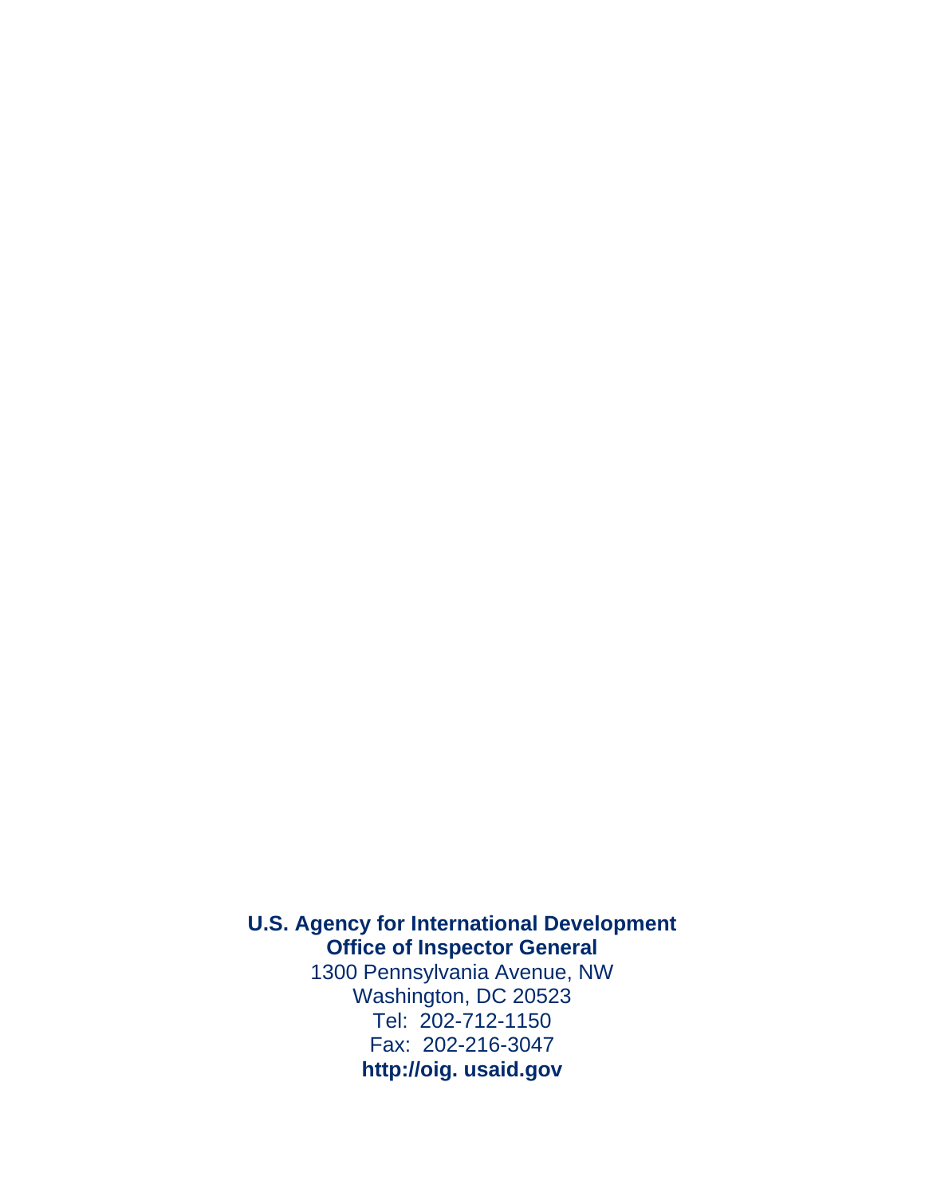**U.S. Agency for International Development**
**Office of Inspector General**
1300 Pennsylvania Avenue, NW
Washington, DC 20523
Tel: 202-712-1150
Fax: 202-216-3047
**http://oig. usaid.gov**